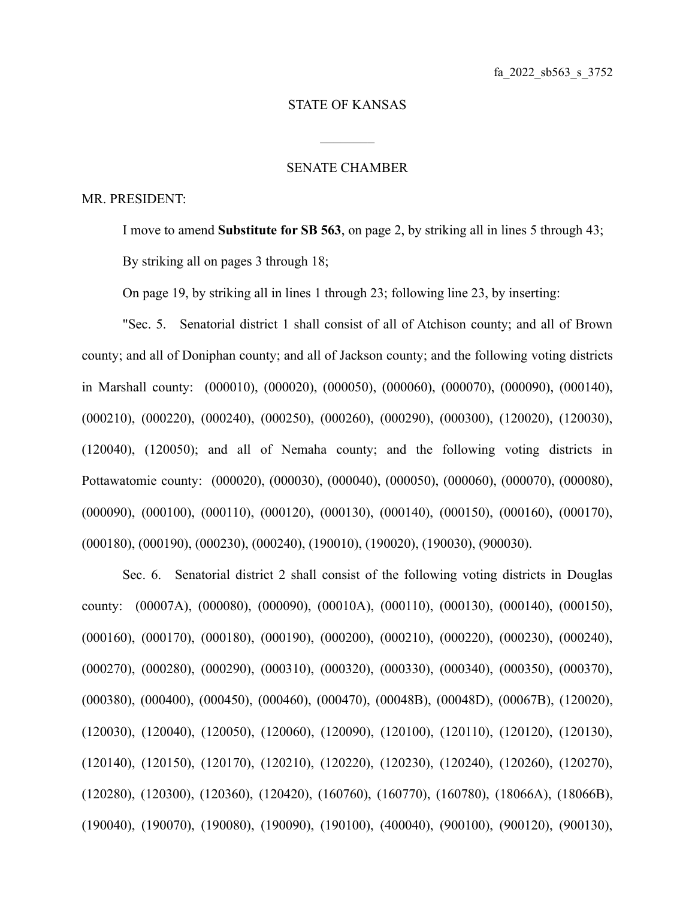fa_2022_sb563_s_3752

STATE OF KANSAS

________

SENATE CHAMBER

MR. PRESIDENT:

I move to amend **Substitute for SB 563**, on page 2, by striking all in lines 5 through 43;

By striking all on pages 3 through 18;

On page 19, by striking all in lines 1 through 23; following line 23, by inserting:

"Sec. 5. Senatorial district 1 shall consist of all of Atchison county; and all of Brown county; and all of Doniphan county; and all of Jackson county; and the following voting districts in Marshall county: (000010), (000020), (000050), (000060), (000070), (000090), (000140), (000210), (000220), (000240), (000250), (000260), (000290), (000300), (120020), (120030), (120040), (120050); and all of Nemaha county; and the following voting districts in Pottawatomie county: (000020), (000030), (000040), (000050), (000060), (000070), (000080), (000090), (000100), (000110), (000120), (000130), (000140), (000150), (000160), (000170), (000180), (000190), (000230), (000240), (190010), (190020), (190030), (900030).

Sec. 6. Senatorial district 2 shall consist of the following voting districts in Douglas county: (00007A), (000080), (000090), (00010A), (000110), (000130), (000140), (000150), (000160), (000170), (000180), (000190), (000200), (000210), (000220), (000230), (000240), (000270), (000280), (000290), (000310), (000320), (000330), (000340), (000350), (000370), (000380), (000400), (000450), (000460), (000470), (00048B), (00048D), (00067B), (120020), (120030), (120040), (120050), (120060), (120090), (120100), (120110), (120120), (120130), (120140), (120150), (120170), (120210), (120220), (120230), (120240), (120260), (120270), (120280), (120300), (120360), (120420), (160760), (160770), (160780), (18066A), (18066B), (190040), (190070), (190080), (190090), (190100), (400040), (900100), (900120), (900130),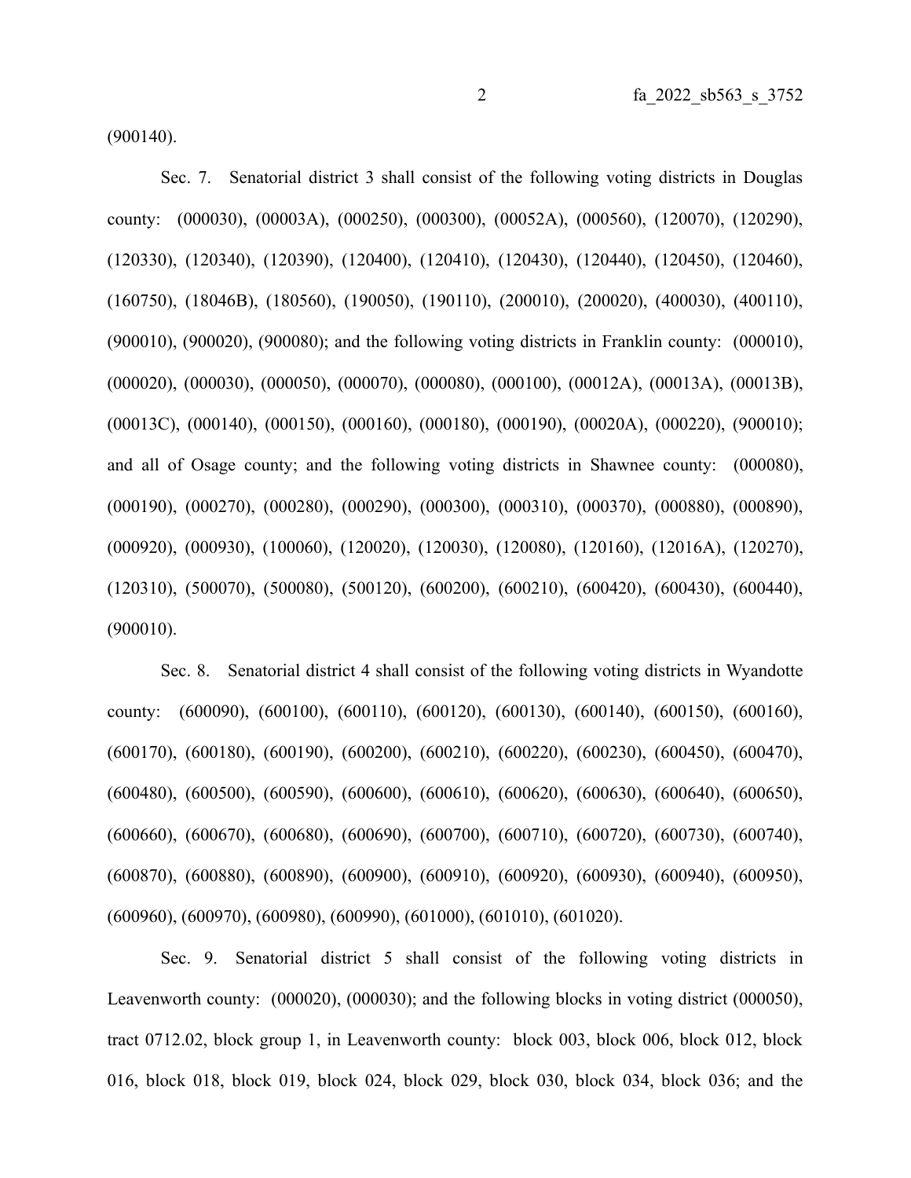(900140).

Sec. 7. Senatorial district 3 shall consist of the following voting districts in Douglas county: (000030), (00003A), (000250), (000300), (00052A), (000560), (120070), (120290), (120330), (120340), (120390), (120400), (120410), (120430), (120440), (120450), (120460), (160750), (18046B), (180560), (190050), (190110), (200010), (200020), (400030), (400110), (900010), (900020), (900080); and the following voting districts in Franklin county: (000010), (000020), (000030), (000050), (000070), (000080), (000100), (00012A), (00013A), (00013B), (00013C), (000140), (000150), (000160), (000180), (000190), (00020A), (000220), (900010); and all of Osage county; and the following voting districts in Shawnee county: (000080), (000190), (000270), (000280), (000290), (000300), (000310), (000370), (000880), (000890), (000920), (000930), (100060), (120020), (120030), (120080), (120160), (12016A), (120270), (120310), (500070), (500080), (500120), (600200), (600210), (600420), (600430), (600440), (900010).

Sec. 8. Senatorial district 4 shall consist of the following voting districts in Wyandotte county: (600090), (600100), (600110), (600120), (600130), (600140), (600150), (600160), (600170), (600180), (600190), (600200), (600210), (600220), (600230), (600450), (600470), (600480), (600500), (600590), (600600), (600610), (600620), (600630), (600640), (600650), (600660), (600670), (600680), (600690), (600700), (600710), (600720), (600730), (600740), (600870), (600880), (600890), (600900), (600910), (600920), (600930), (600940), (600950), (600960), (600970), (600980), (600990), (601000), (601010), (601020).

Sec. 9. Senatorial district 5 shall consist of the following voting districts in Leavenworth county: (000020), (000030); and the following blocks in voting district (000050), tract 0712.02, block group 1, in Leavenworth county: block 003, block 006, block 012, block 016, block 018, block 019, block 024, block 029, block 030, block 034, block 036; and the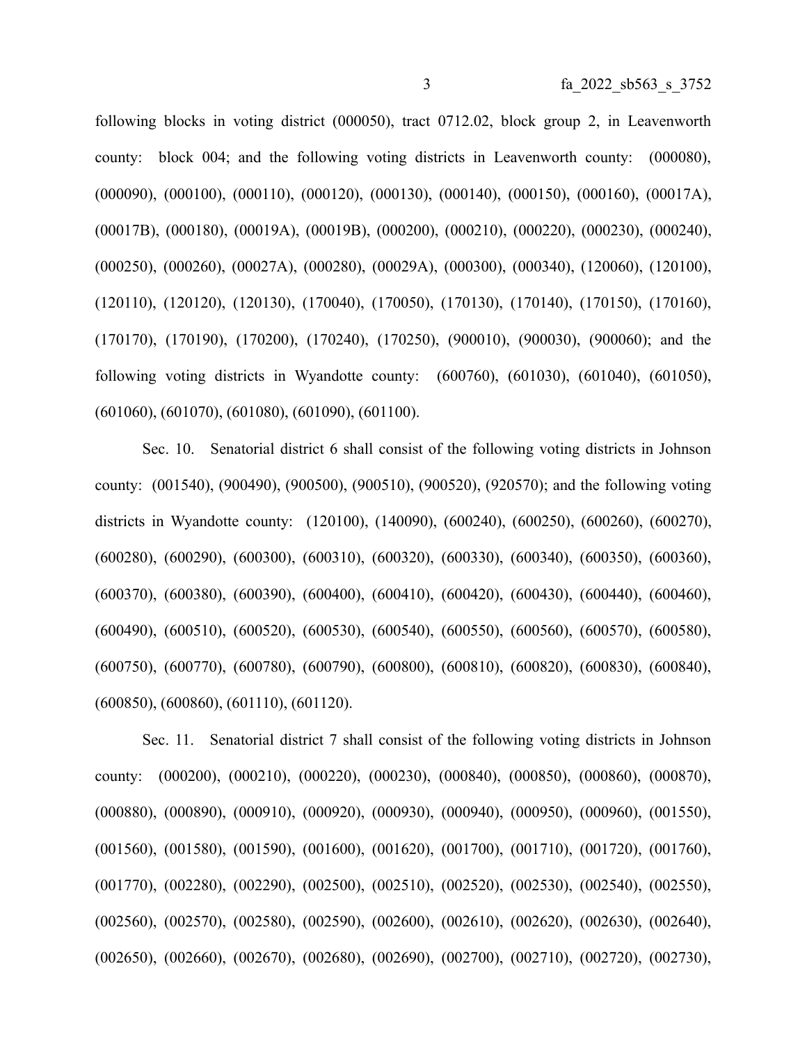following blocks in voting district (000050), tract 0712.02, block group 2, in Leavenworth county: block 004; and the following voting districts in Leavenworth county: (000080), (000090), (000100), (000110), (000120), (000130), (000140), (000150), (000160), (00017A), (00017B), (000180), (00019A), (00019B), (000200), (000210), (000220), (000230), (000240), (000250), (000260), (00027A), (000280), (00029A), (000300), (000340), (120060), (120100), (120110), (120120), (120130), (170040), (170050), (170130), (170140), (170150), (170160), (170170), (170190), (170200), (170240), (170250), (900010), (900030), (900060); and the following voting districts in Wyandotte county: (600760), (601030), (601040), (601050), (601060), (601070), (601080), (601090), (601100).

Sec. 10. Senatorial district 6 shall consist of the following voting districts in Johnson county: (001540), (900490), (900500), (900510), (900520), (920570); and the following voting districts in Wyandotte county: (120100), (140090), (600240), (600250), (600260), (600270), (600280), (600290), (600300), (600310), (600320), (600330), (600340), (600350), (600360), (600370), (600380), (600390), (600400), (600410), (600420), (600430), (600440), (600460), (600490), (600510), (600520), (600530), (600540), (600550), (600560), (600570), (600580), (600750), (600770), (600780), (600790), (600800), (600810), (600820), (600830), (600840), (600850), (600860), (601110), (601120).

Sec. 11. Senatorial district 7 shall consist of the following voting districts in Johnson county: (000200), (000210), (000220), (000230), (000840), (000850), (000860), (000870), (000880), (000890), (000910), (000920), (000930), (000940), (000950), (000960), (001550), (001560), (001580), (001590), (001600), (001620), (001700), (001710), (001720), (001760), (001770), (002280), (002290), (002500), (002510), (002520), (002530), (002540), (002550), (002560), (002570), (002580), (002590), (002600), (002610), (002620), (002630), (002640), (002650), (002660), (002670), (002680), (002690), (002700), (002710), (002720), (002730),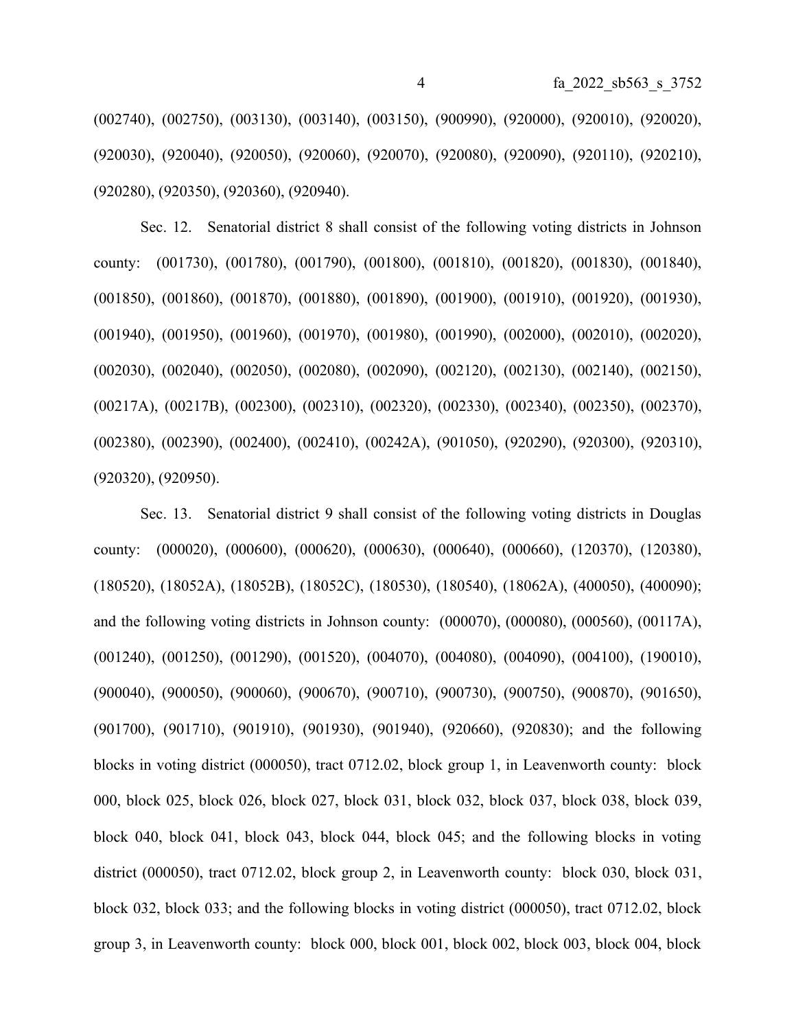(002740), (002750), (003130), (003140), (003150), (900990), (920000), (920010), (920020), (920030), (920040), (920050), (920060), (920070), (920080), (920090), (920110), (920210), (920280), (920350), (920360), (920940).

Sec. 12. Senatorial district 8 shall consist of the following voting districts in Johnson county: (001730), (001780), (001790), (001800), (001810), (001820), (001830), (001840), (001850), (001860), (001870), (001880), (001890), (001900), (001910), (001920), (001930), (001940), (001950), (001960), (001970), (001980), (001990), (002000), (002010), (002020), (002030), (002040), (002050), (002080), (002090), (002120), (002130), (002140), (002150), (00217A), (00217B), (002300), (002310), (002320), (002330), (002340), (002350), (002370), (002380), (002390), (002400), (002410), (00242A), (901050), (920290), (920300), (920310), (920320), (920950).

Sec. 13. Senatorial district 9 shall consist of the following voting districts in Douglas county: (000020), (000600), (000620), (000630), (000640), (000660), (120370), (120380), (180520), (18052A), (18052B), (18052C), (180530), (180540), (18062A), (400050), (400090); and the following voting districts in Johnson county: (000070), (000080), (000560), (00117A), (001240), (001250), (001290), (001520), (004070), (004080), (004090), (004100), (190010), (900040), (900050), (900060), (900670), (900710), (900730), (900750), (900870), (901650), (901700), (901710), (901910), (901930), (901940), (920660), (920830); and the following blocks in voting district (000050), tract 0712.02, block group 1, in Leavenworth county: block 000, block 025, block 026, block 027, block 031, block 032, block 037, block 038, block 039, block 040, block 041, block 043, block 044, block 045; and the following blocks in voting district (000050), tract 0712.02, block group 2, in Leavenworth county: block 030, block 031, block 032, block 033; and the following blocks in voting district (000050), tract 0712.02, block group 3, in Leavenworth county: block 000, block 001, block 002, block 003, block 004, block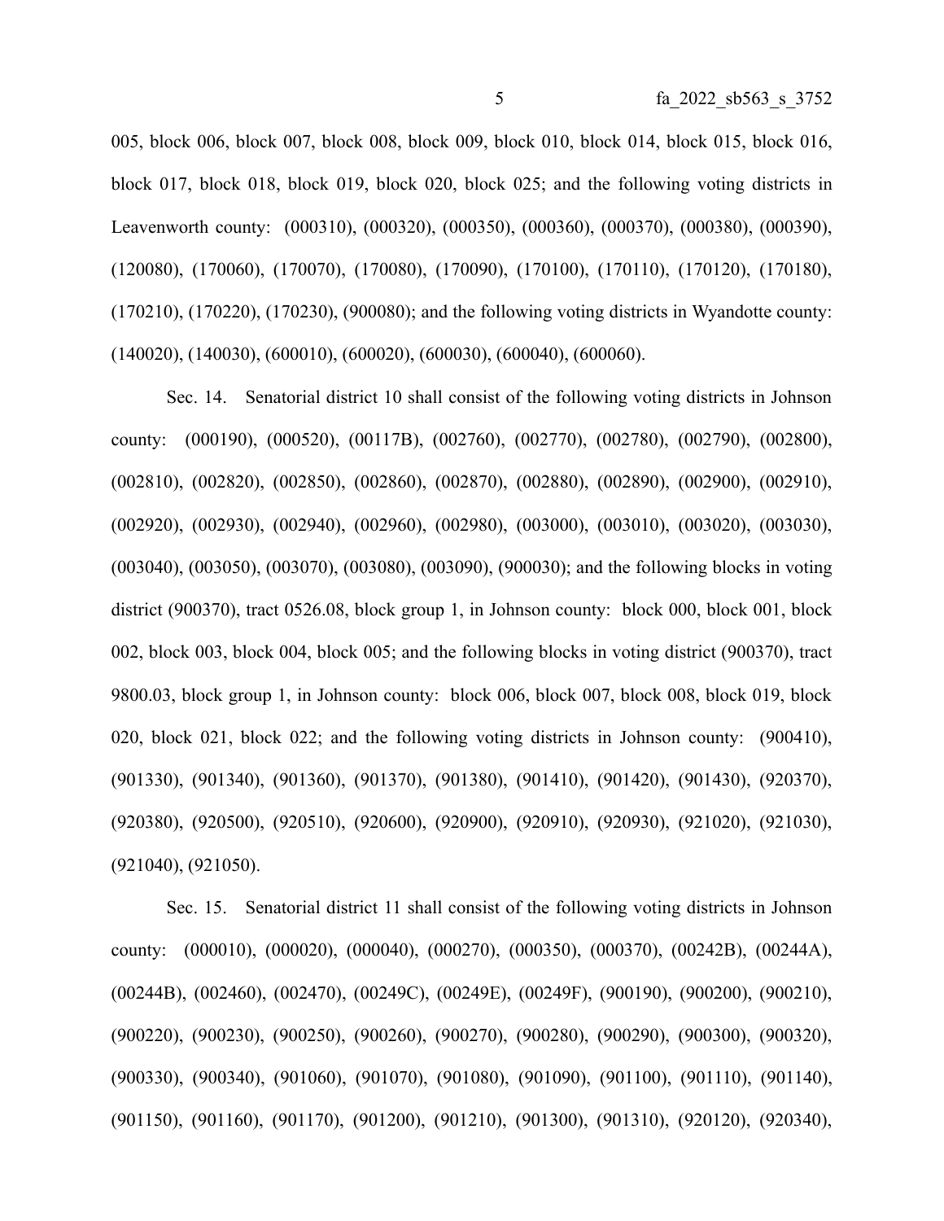005, block 006, block 007, block 008, block 009, block 010, block 014, block 015, block 016, block 017, block 018, block 019, block 020, block 025; and the following voting districts in Leavenworth county: (000310), (000320), (000350), (000360), (000370), (000380), (000390), (120080), (170060), (170070), (170080), (170090), (170100), (170110), (170120), (170180), (170210), (170220), (170230), (900080); and the following voting districts in Wyandotte county: (140020), (140030), (600010), (600020), (600030), (600040), (600060).

Sec. 14. Senatorial district 10 shall consist of the following voting districts in Johnson county: (000190), (000520), (00117B), (002760), (002770), (002780), (002790), (002800), (002810), (002820), (002850), (002860), (002870), (002880), (002890), (002900), (002910), (002920), (002930), (002940), (002960), (002980), (003000), (003010), (003020), (003030), (003040), (003050), (003070), (003080), (003090), (900030); and the following blocks in voting district (900370), tract 0526.08, block group 1, in Johnson county: block 000, block 001, block 002, block 003, block 004, block 005; and the following blocks in voting district (900370), tract 9800.03, block group 1, in Johnson county: block 006, block 007, block 008, block 019, block 020, block 021, block 022; and the following voting districts in Johnson county: (900410), (901330), (901340), (901360), (901370), (901380), (901410), (901420), (901430), (920370), (920380), (920500), (920510), (920600), (920900), (920910), (920930), (921020), (921030), (921040), (921050).

Sec. 15. Senatorial district 11 shall consist of the following voting districts in Johnson county: (000010), (000020), (000040), (000270), (000350), (000370), (00242B), (00244A), (00244B), (002460), (002470), (00249C), (00249E), (00249F), (900190), (900200), (900210), (900220), (900230), (900250), (900260), (900270), (900280), (900290), (900300), (900320), (900330), (900340), (901060), (901070), (901080), (901090), (901100), (901110), (901140), (901150), (901160), (901170), (901200), (901210), (901300), (901310), (920120), (920340),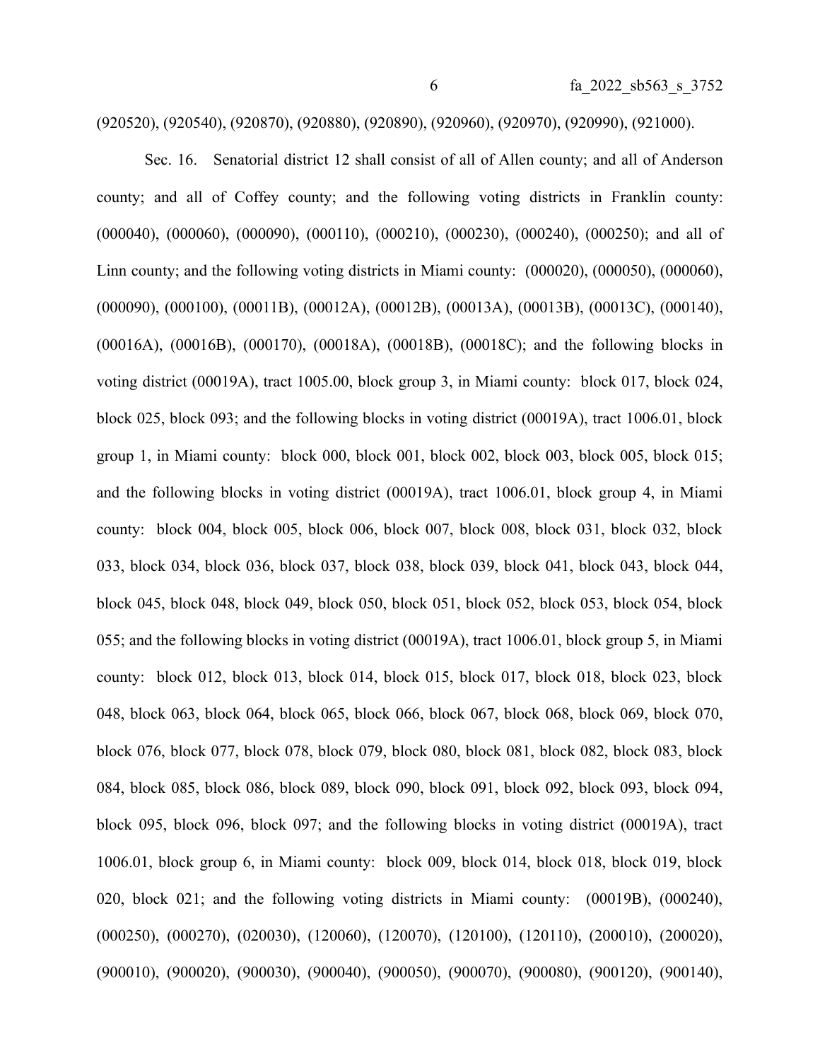(920520), (920540), (920870), (920880), (920890), (920960), (920970), (920990), (921000).

Sec. 16. Senatorial district 12 shall consist of all of Allen county; and all of Anderson county; and all of Coffey county; and the following voting districts in Franklin county: (000040), (000060), (000090), (000110), (000210), (000230), (000240), (000250); and all of Linn county; and the following voting districts in Miami county: (000020), (000050), (000060), (000090), (000100), (00011B), (00012A), (00012B), (00013A), (00013B), (00013C), (000140), (00016A), (00016B), (000170), (00018A), (00018B), (00018C); and the following blocks in voting district (00019A), tract 1005.00, block group 3, in Miami county: block 017, block 024, block 025, block 093; and the following blocks in voting district (00019A), tract 1006.01, block group 1, in Miami county: block 000, block 001, block 002, block 003, block 005, block 015; and the following blocks in voting district (00019A), tract 1006.01, block group 4, in Miami county: block 004, block 005, block 006, block 007, block 008, block 031, block 032, block 033, block 034, block 036, block 037, block 038, block 039, block 041, block 043, block 044, block 045, block 048, block 049, block 050, block 051, block 052, block 053, block 054, block 055; and the following blocks in voting district (00019A), tract 1006.01, block group 5, in Miami county: block 012, block 013, block 014, block 015, block 017, block 018, block 023, block 048, block 063, block 064, block 065, block 066, block 067, block 068, block 069, block 070, block 076, block 077, block 078, block 079, block 080, block 081, block 082, block 083, block 084, block 085, block 086, block 089, block 090, block 091, block 092, block 093, block 094, block 095, block 096, block 097; and the following blocks in voting district (00019A), tract 1006.01, block group 6, in Miami county: block 009, block 014, block 018, block 019, block 020, block 021; and the following voting districts in Miami county: (00019B), (000240), (000250), (000270), (020030), (120060), (120070), (120100), (120110), (200010), (200020), (900010), (900020), (900030), (900040), (900050), (900070), (900080), (900120), (900140),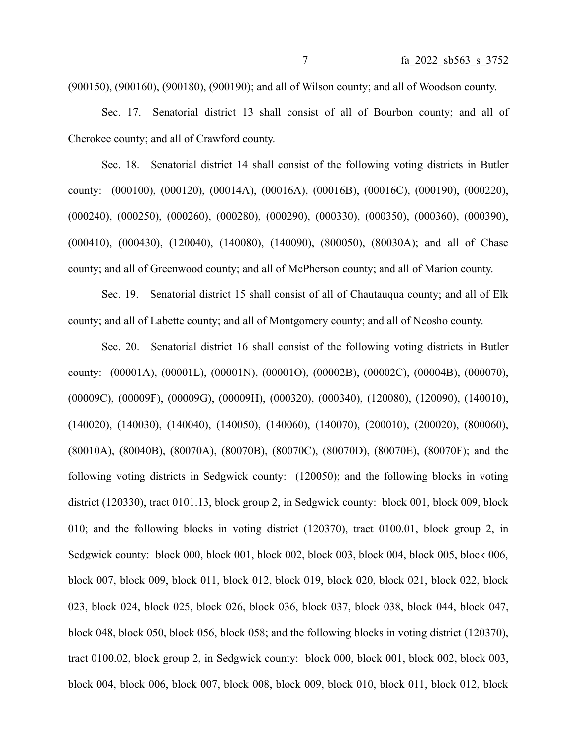(900150), (900160), (900180), (900190); and all of Wilson county; and all of Woodson county.

Sec. 17. Senatorial district 13 shall consist of all of Bourbon county; and all of Cherokee county; and all of Crawford county.

Sec. 18. Senatorial district 14 shall consist of the following voting districts in Butler county: (000100), (000120), (00014A), (00016A), (00016B), (00016C), (000190), (000220), (000240), (000250), (000260), (000280), (000290), (000330), (000350), (000360), (000390), (000410), (000430), (120040), (140080), (140090), (800050), (80030A); and all of Chase county; and all of Greenwood county; and all of McPherson county; and all of Marion county.

Sec. 19. Senatorial district 15 shall consist of all of Chautauqua county; and all of Elk county; and all of Labette county; and all of Montgomery county; and all of Neosho county.

Sec. 20. Senatorial district 16 shall consist of the following voting districts in Butler county: (00001A), (00001L), (00001N), (00001O), (00002B), (00002C), (00004B), (000070), (00009C), (00009F), (00009G), (00009H), (000320), (000340), (120080), (120090), (140010), (140020), (140030), (140040), (140050), (140060), (140070), (200010), (200020), (800060), (80010A), (80040B), (80070A), (80070B), (80070C), (80070D), (80070E), (80070F); and the following voting districts in Sedgwick county: (120050); and the following blocks in voting district (120330), tract 0101.13, block group 2, in Sedgwick county: block 001, block 009, block 010; and the following blocks in voting district (120370), tract 0100.01, block group 2, in Sedgwick county: block 000, block 001, block 002, block 003, block 004, block 005, block 006, block 007, block 009, block 011, block 012, block 019, block 020, block 021, block 022, block 023, block 024, block 025, block 026, block 036, block 037, block 038, block 044, block 047, block 048, block 050, block 056, block 058; and the following blocks in voting district (120370), tract 0100.02, block group 2, in Sedgwick county: block 000, block 001, block 002, block 003, block 004, block 006, block 007, block 008, block 009, block 010, block 011, block 012, block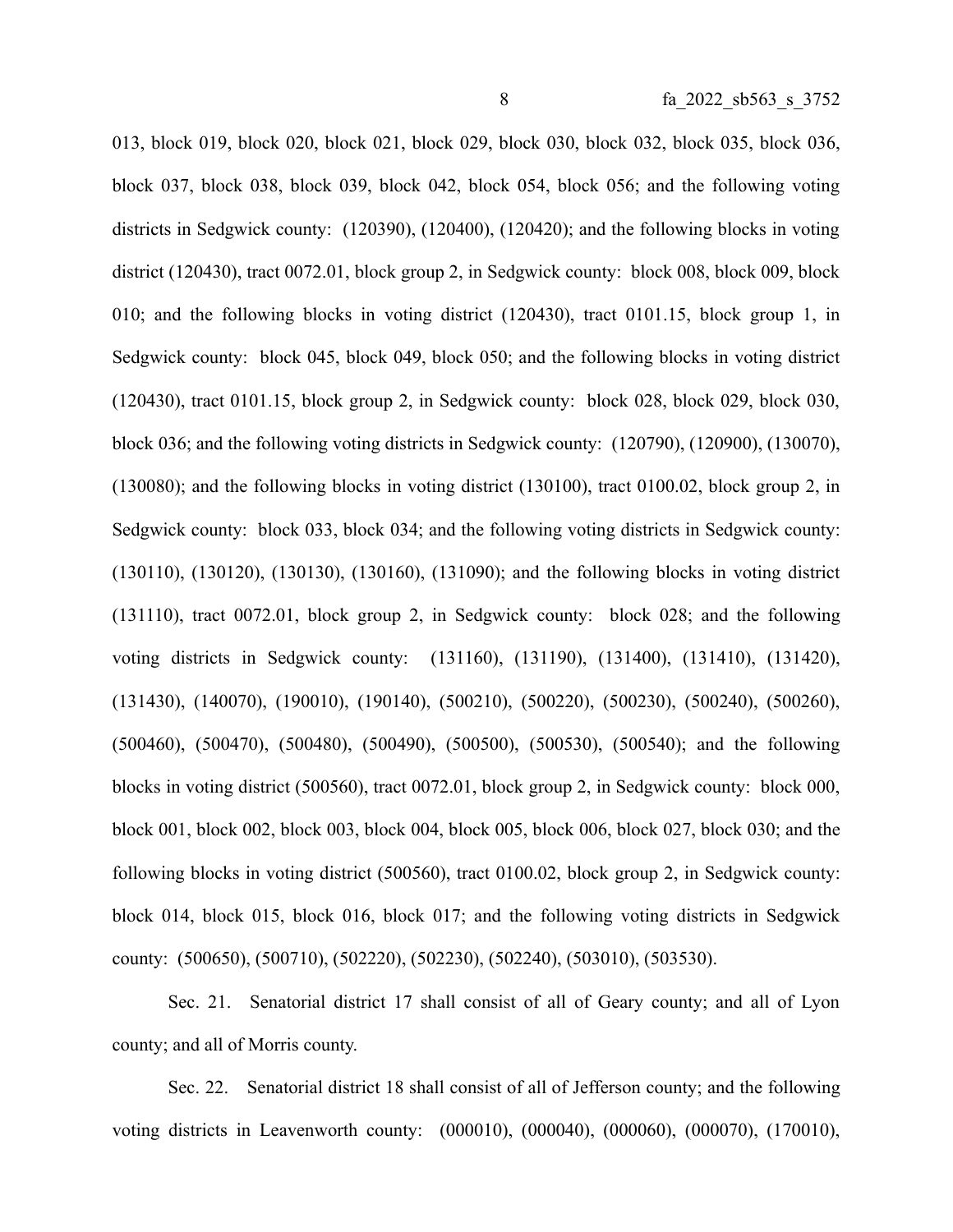013, block 019, block 020, block 021, block 029, block 030, block 032, block 035, block 036, block 037, block 038, block 039, block 042, block 054, block 056; and the following voting districts in Sedgwick county: (120390), (120400), (120420); and the following blocks in voting district (120430), tract 0072.01, block group 2, in Sedgwick county: block 008, block 009, block 010; and the following blocks in voting district (120430), tract 0101.15, block group 1, in Sedgwick county: block 045, block 049, block 050; and the following blocks in voting district (120430), tract 0101.15, block group 2, in Sedgwick county: block 028, block 029, block 030, block 036; and the following voting districts in Sedgwick county: (120790), (120900), (130070), (130080); and the following blocks in voting district (130100), tract 0100.02, block group 2, in Sedgwick county: block 033, block 034; and the following voting districts in Sedgwick county: (130110), (130120), (130130), (130160), (131090); and the following blocks in voting district (131110), tract 0072.01, block group 2, in Sedgwick county: block 028; and the following voting districts in Sedgwick county: (131160), (131190), (131400), (131410), (131420), (131430), (140070), (190010), (190140), (500210), (500220), (500230), (500240), (500260), (500460), (500470), (500480), (500490), (500500), (500530), (500540); and the following blocks in voting district (500560), tract 0072.01, block group 2, in Sedgwick county: block 000, block 001, block 002, block 003, block 004, block 005, block 006, block 027, block 030; and the following blocks in voting district (500560), tract 0100.02, block group 2, in Sedgwick county: block 014, block 015, block 016, block 017; and the following voting districts in Sedgwick county: (500650), (500710), (502220), (502230), (502240), (503010), (503530).

Sec. 21. Senatorial district 17 shall consist of all of Geary county; and all of Lyon county; and all of Morris county.

Sec. 22. Senatorial district 18 shall consist of all of Jefferson county; and the following voting districts in Leavenworth county: (000010), (000040), (000060), (000070), (170010),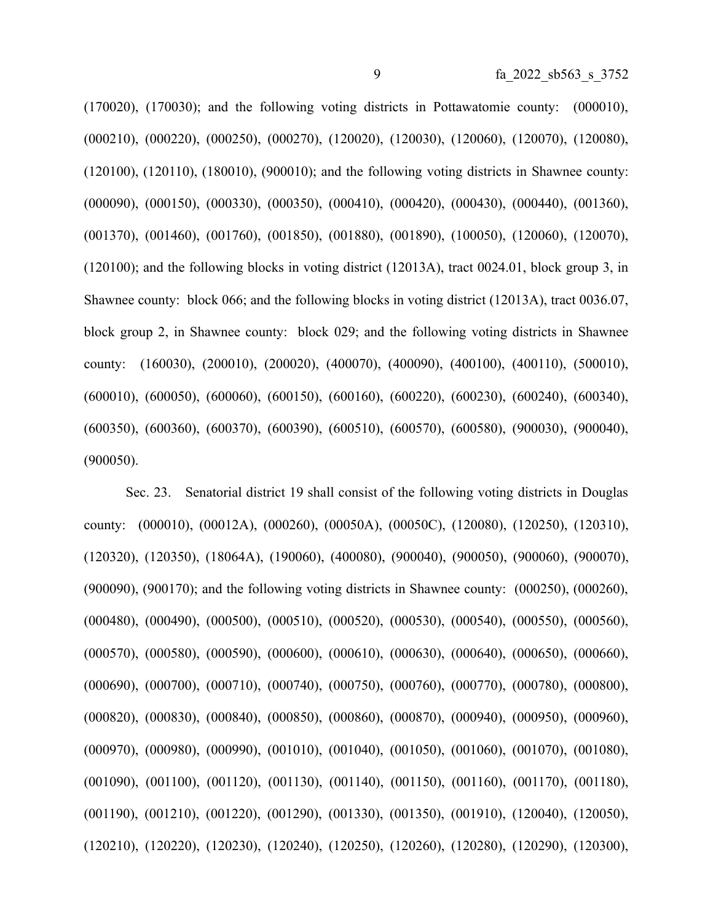(170020), (170030); and the following voting districts in Pottawatomie county: (000010), (000210), (000220), (000250), (000270), (120020), (120030), (120060), (120070), (120080), (120100), (120110), (180010), (900010); and the following voting districts in Shawnee county: (000090), (000150), (000330), (000350), (000410), (000420), (000430), (000440), (001360), (001370), (001460), (001760), (001850), (001880), (001890), (100050), (120060), (120070), (120100); and the following blocks in voting district (12013A), tract 0024.01, block group 3, in Shawnee county: block 066; and the following blocks in voting district (12013A), tract 0036.07, block group 2, in Shawnee county: block 029; and the following voting districts in Shawnee county: (160030), (200010), (200020), (400070), (400090), (400100), (400110), (500010), (600010), (600050), (600060), (600150), (600160), (600220), (600230), (600240), (600340), (600350), (600360), (600370), (600390), (600510), (600570), (600580), (900030), (900040), (900050).

Sec. 23. Senatorial district 19 shall consist of the following voting districts in Douglas county: (000010), (00012A), (000260), (00050A), (00050C), (120080), (120250), (120310), (120320), (120350), (18064A), (190060), (400080), (900040), (900050), (900060), (900070), (900090), (900170); and the following voting districts in Shawnee county: (000250), (000260), (000480), (000490), (000500), (000510), (000520), (000530), (000540), (000550), (000560), (000570), (000580), (000590), (000600), (000610), (000630), (000640), (000650), (000660), (000690), (000700), (000710), (000740), (000750), (000760), (000770), (000780), (000800), (000820), (000830), (000840), (000850), (000860), (000870), (000940), (000950), (000960), (000970), (000980), (000990), (001010), (001040), (001050), (001060), (001070), (001080), (001090), (001100), (001120), (001130), (001140), (001150), (001160), (001170), (001180), (001190), (001210), (001220), (001290), (001330), (001350), (001910), (120040), (120050), (120210), (120220), (120230), (120240), (120250), (120260), (120280), (120290), (120300),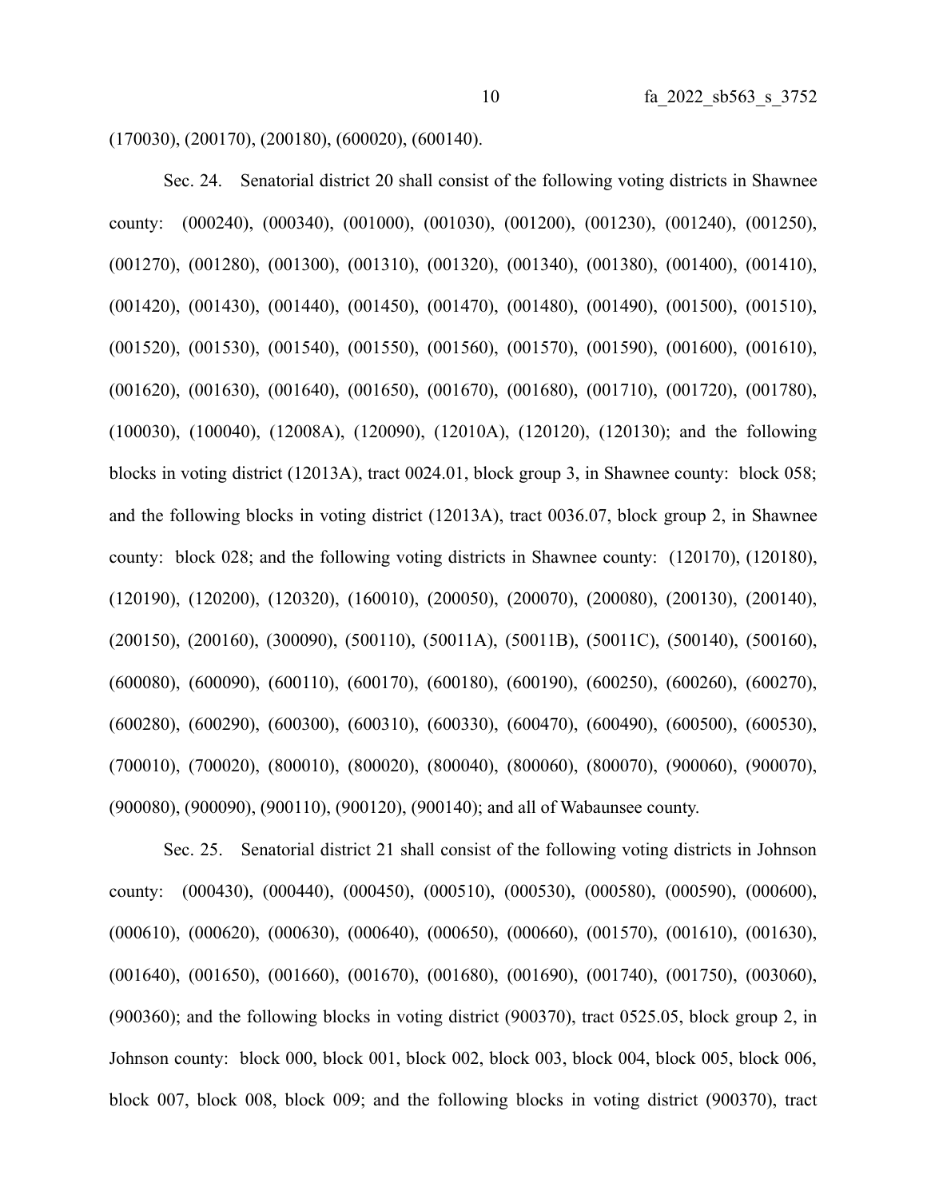(170030), (200170), (200180), (600020), (600140).

Sec. 24. Senatorial district 20 shall consist of the following voting districts in Shawnee county: (000240), (000340), (001000), (001030), (001200), (001230), (001240), (001250), (001270), (001280), (001300), (001310), (001320), (001340), (001380), (001400), (001410), (001420), (001430), (001440), (001450), (001470), (001480), (001490), (001500), (001510), (001520), (001530), (001540), (001550), (001560), (001570), (001590), (001600), (001610), (001620), (001630), (001640), (001650), (001670), (001680), (001710), (001720), (001780), (100030), (100040), (12008A), (120090), (12010A), (120120), (120130); and the following blocks in voting district (12013A), tract 0024.01, block group 3, in Shawnee county: block 058; and the following blocks in voting district (12013A), tract 0036.07, block group 2, in Shawnee county: block 028; and the following voting districts in Shawnee county: (120170), (120180), (120190), (120200), (120320), (160010), (200050), (200070), (200080), (200130), (200140), (200150), (200160), (300090), (500110), (50011A), (50011B), (50011C), (500140), (500160), (600080), (600090), (600110), (600170), (600180), (600190), (600250), (600260), (600270), (600280), (600290), (600300), (600310), (600330), (600470), (600490), (600500), (600530), (700010), (700020), (800010), (800020), (800040), (800060), (800070), (900060), (900070), (900080), (900090), (900110), (900120), (900140); and all of Wabaunsee county.

Sec. 25. Senatorial district 21 shall consist of the following voting districts in Johnson county: (000430), (000440), (000450), (000510), (000530), (000580), (000590), (000600), (000610), (000620), (000630), (000640), (000650), (000660), (001570), (001610), (001630), (001640), (001650), (001660), (001670), (001680), (001690), (001740), (001750), (003060), (900360); and the following blocks in voting district (900370), tract 0525.05, block group 2, in Johnson county: block 000, block 001, block 002, block 003, block 004, block 005, block 006, block 007, block 008, block 009; and the following blocks in voting district (900370), tract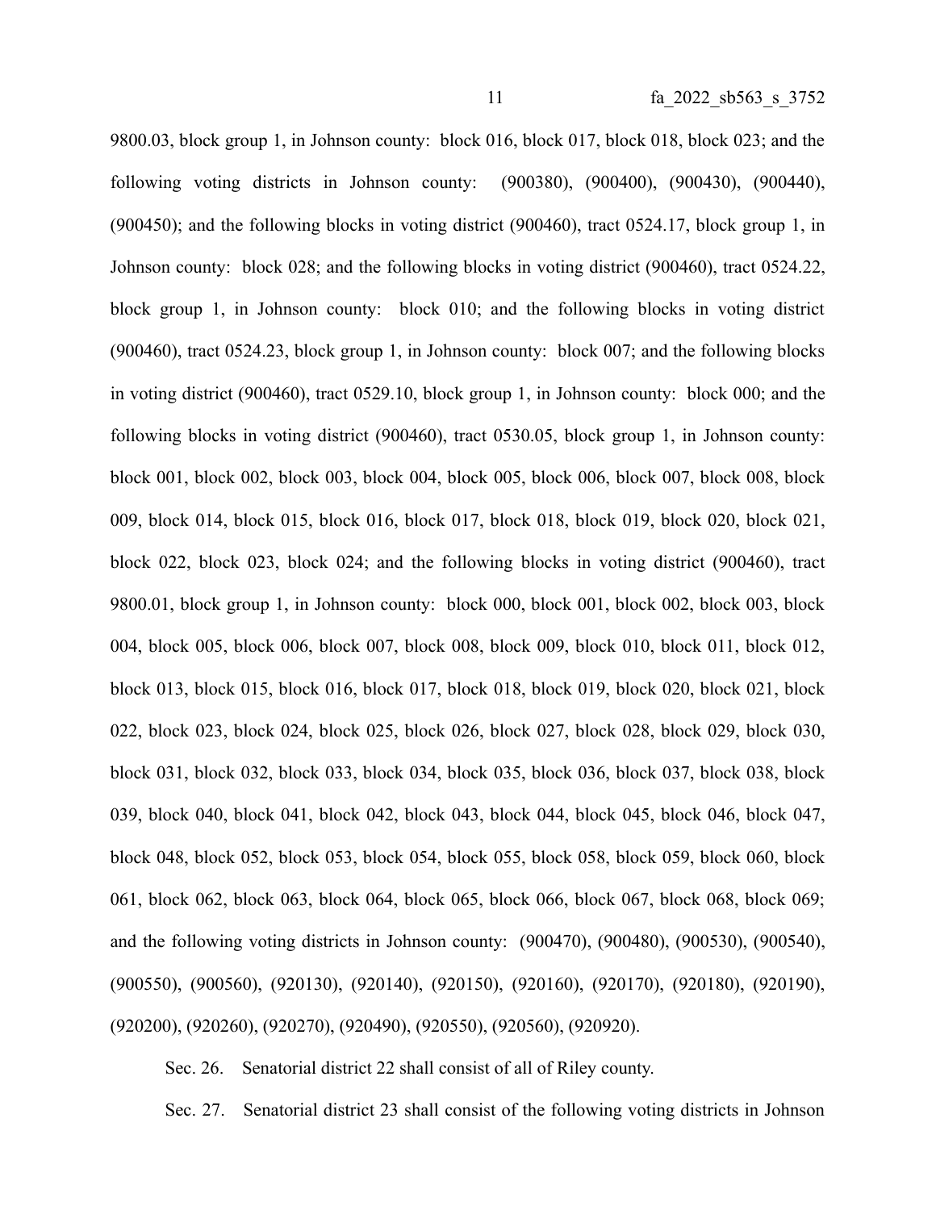9800.03, block group 1, in Johnson county: block 016, block 017, block 018, block 023; and the following voting districts in Johnson county: (900380), (900400), (900430), (900440), (900450); and the following blocks in voting district (900460), tract 0524.17, block group 1, in Johnson county: block 028; and the following blocks in voting district (900460), tract 0524.22, block group 1, in Johnson county: block 010; and the following blocks in voting district (900460), tract 0524.23, block group 1, in Johnson county: block 007; and the following blocks in voting district (900460), tract 0529.10, block group 1, in Johnson county: block 000; and the following blocks in voting district (900460), tract 0530.05, block group 1, in Johnson county: block 001, block 002, block 003, block 004, block 005, block 006, block 007, block 008, block 009, block 014, block 015, block 016, block 017, block 018, block 019, block 020, block 021, block 022, block 023, block 024; and the following blocks in voting district (900460), tract 9800.01, block group 1, in Johnson county: block 000, block 001, block 002, block 003, block 004, block 005, block 006, block 007, block 008, block 009, block 010, block 011, block 012, block 013, block 015, block 016, block 017, block 018, block 019, block 020, block 021, block 022, block 023, block 024, block 025, block 026, block 027, block 028, block 029, block 030, block 031, block 032, block 033, block 034, block 035, block 036, block 037, block 038, block 039, block 040, block 041, block 042, block 043, block 044, block 045, block 046, block 047, block 048, block 052, block 053, block 054, block 055, block 058, block 059, block 060, block 061, block 062, block 063, block 064, block 065, block 066, block 067, block 068, block 069; and the following voting districts in Johnson county: (900470), (900480), (900530), (900540), (900550), (900560), (920130), (920140), (920150), (920160), (920170), (920180), (920190), (920200), (920260), (920270), (920490), (920550), (920560), (920920).

Sec. 26. Senatorial district 22 shall consist of all of Riley county.

Sec. 27. Senatorial district 23 shall consist of the following voting districts in Johnson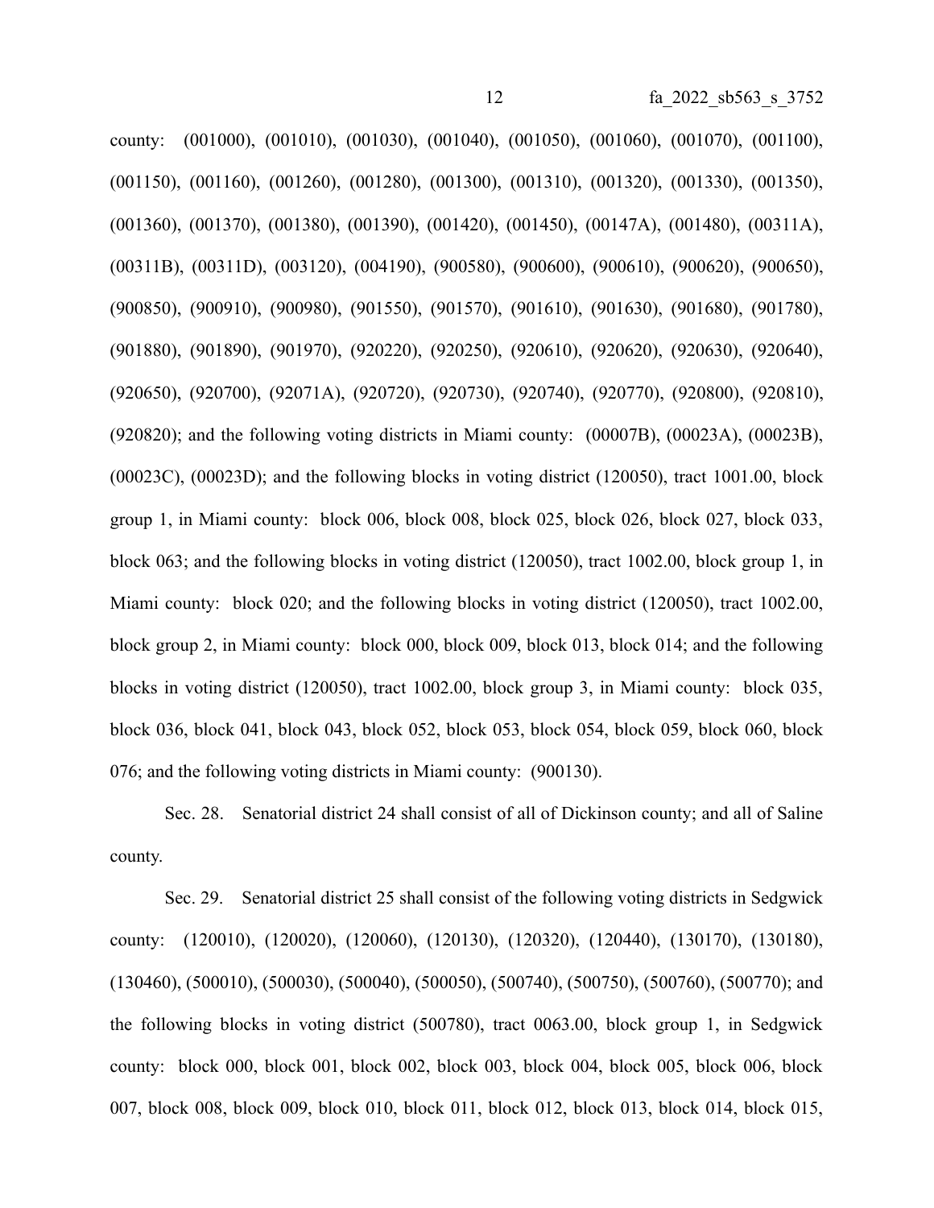county: (001000), (001010), (001030), (001040), (001050), (001060), (001070), (001100), (001150), (001160), (001260), (001280), (001300), (001310), (001320), (001330), (001350), (001360), (001370), (001380), (001390), (001420), (001450), (00147A), (001480), (00311A), (00311B), (00311D), (003120), (004190), (900580), (900600), (900610), (900620), (900650), (900850), (900910), (900980), (901550), (901570), (901610), (901630), (901680), (901780), (901880), (901890), (901970), (920220), (920250), (920610), (920620), (920630), (920640), (920650), (920700), (92071A), (920720), (920730), (920740), (920770), (920800), (920810), (920820); and the following voting districts in Miami county: (00007B), (00023A), (00023B), (00023C), (00023D); and the following blocks in voting district (120050), tract 1001.00, block group 1, in Miami county: block 006, block 008, block 025, block 026, block 027, block 033, block 063; and the following blocks in voting district (120050), tract 1002.00, block group 1, in Miami county: block 020; and the following blocks in voting district (120050), tract 1002.00, block group 2, in Miami county: block 000, block 009, block 013, block 014; and the following blocks in voting district (120050), tract 1002.00, block group 3, in Miami county: block 035, block 036, block 041, block 043, block 052, block 053, block 054, block 059, block 060, block 076; and the following voting districts in Miami county: (900130).

Sec. 28. Senatorial district 24 shall consist of all of Dickinson county; and all of Saline county.

Sec. 29. Senatorial district 25 shall consist of the following voting districts in Sedgwick county: (120010), (120020), (120060), (120130), (120320), (120440), (130170), (130180), (130460), (500010), (500030), (500040), (500050), (500740), (500750), (500760), (500770); and the following blocks in voting district (500780), tract 0063.00, block group 1, in Sedgwick county: block 000, block 001, block 002, block 003, block 004, block 005, block 006, block 007, block 008, block 009, block 010, block 011, block 012, block 013, block 014, block 015,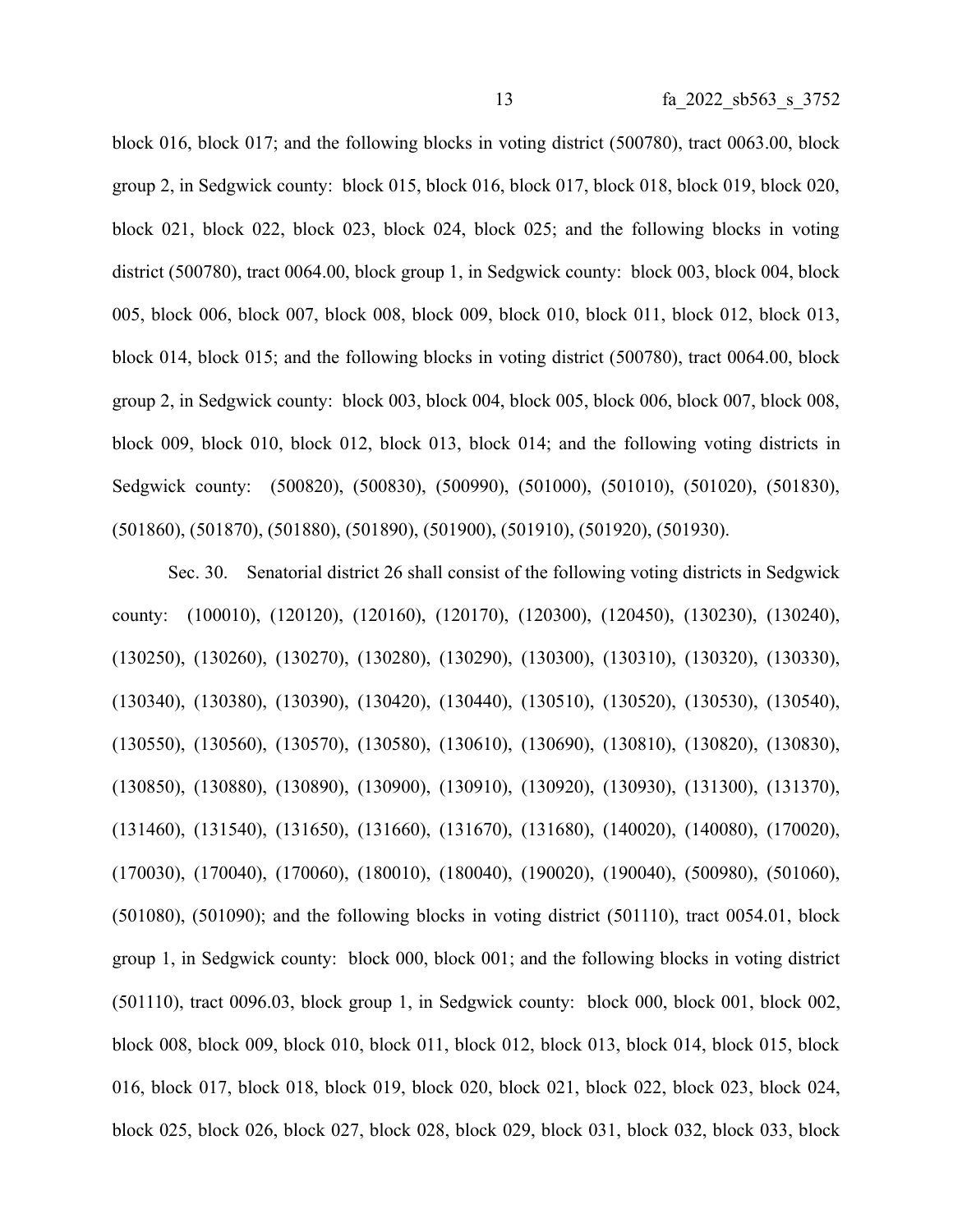block 016, block 017; and the following blocks in voting district (500780), tract 0063.00, block group 2, in Sedgwick county: block 015, block 016, block 017, block 018, block 019, block 020, block 021, block 022, block 023, block 024, block 025; and the following blocks in voting district (500780), tract 0064.00, block group 1, in Sedgwick county: block 003, block 004, block 005, block 006, block 007, block 008, block 009, block 010, block 011, block 012, block 013, block 014, block 015; and the following blocks in voting district (500780), tract 0064.00, block group 2, in Sedgwick county: block 003, block 004, block 005, block 006, block 007, block 008, block 009, block 010, block 012, block 013, block 014; and the following voting districts in Sedgwick county: (500820), (500830), (500990), (501000), (501010), (501020), (501830), (501860), (501870), (501880), (501890), (501900), (501910), (501920), (501930).

Sec. 30. Senatorial district 26 shall consist of the following voting districts in Sedgwick county: (100010), (120120), (120160), (120170), (120300), (120450), (130230), (130240), (130250), (130260), (130270), (130280), (130290), (130300), (130310), (130320), (130330), (130340), (130380), (130390), (130420), (130440), (130510), (130520), (130530), (130540), (130550), (130560), (130570), (130580), (130610), (130690), (130810), (130820), (130830), (130850), (130880), (130890), (130900), (130910), (130920), (130930), (131300), (131370), (131460), (131540), (131650), (131660), (131670), (131680), (140020), (140080), (170020), (170030), (170040), (170060), (180010), (180040), (190020), (190040), (500980), (501060), (501080), (501090); and the following blocks in voting district (501110), tract 0054.01, block group 1, in Sedgwick county: block 000, block 001; and the following blocks in voting district (501110), tract 0096.03, block group 1, in Sedgwick county: block 000, block 001, block 002, block 008, block 009, block 010, block 011, block 012, block 013, block 014, block 015, block 016, block 017, block 018, block 019, block 020, block 021, block 022, block 023, block 024, block 025, block 026, block 027, block 028, block 029, block 031, block 032, block 033, block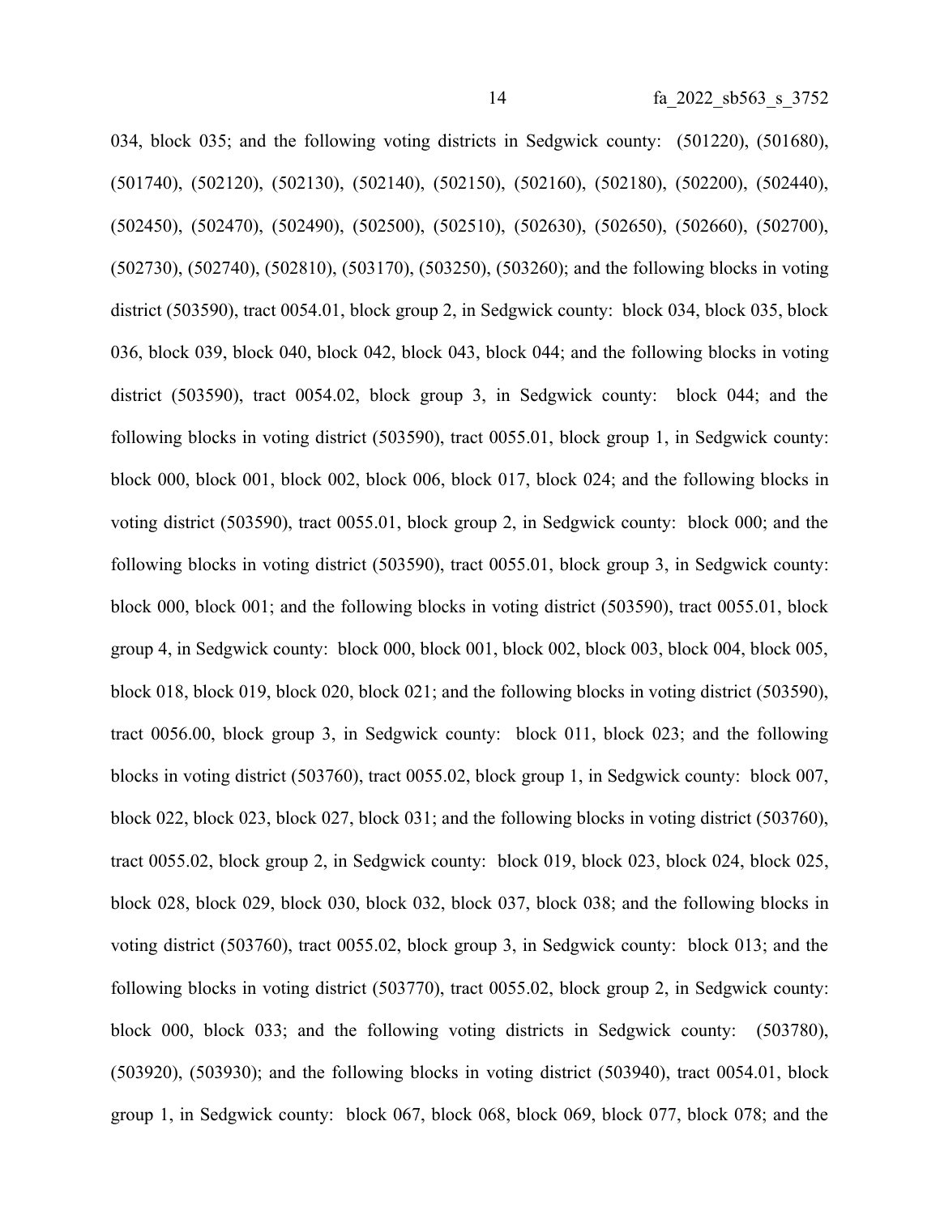034, block 035; and the following voting districts in Sedgwick county: (501220), (501680), (501740), (502120), (502130), (502140), (502150), (502160), (502180), (502200), (502440), (502450), (502470), (502490), (502500), (502510), (502630), (502650), (502660), (502700), (502730), (502740), (502810), (503170), (503250), (503260); and the following blocks in voting district (503590), tract 0054.01, block group 2, in Sedgwick county: block 034, block 035, block 036, block 039, block 040, block 042, block 043, block 044; and the following blocks in voting district (503590), tract 0054.02, block group 3, in Sedgwick county: block 044; and the following blocks in voting district (503590), tract 0055.01, block group 1, in Sedgwick county: block 000, block 001, block 002, block 006, block 017, block 024; and the following blocks in voting district (503590), tract 0055.01, block group 2, in Sedgwick county: block 000; and the following blocks in voting district (503590), tract 0055.01, block group 3, in Sedgwick county: block 000, block 001; and the following blocks in voting district (503590), tract 0055.01, block group 4, in Sedgwick county: block 000, block 001, block 002, block 003, block 004, block 005, block 018, block 019, block 020, block 021; and the following blocks in voting district (503590), tract 0056.00, block group 3, in Sedgwick county: block 011, block 023; and the following blocks in voting district (503760), tract 0055.02, block group 1, in Sedgwick county: block 007, block 022, block 023, block 027, block 031; and the following blocks in voting district (503760), tract 0055.02, block group 2, in Sedgwick county: block 019, block 023, block 024, block 025, block 028, block 029, block 030, block 032, block 037, block 038; and the following blocks in voting district (503760), tract 0055.02, block group 3, in Sedgwick county: block 013; and the following blocks in voting district (503770), tract 0055.02, block group 2, in Sedgwick county: block 000, block 033; and the following voting districts in Sedgwick county: (503780), (503920), (503930); and the following blocks in voting district (503940), tract 0054.01, block group 1, in Sedgwick county: block 067, block 068, block 069, block 077, block 078; and the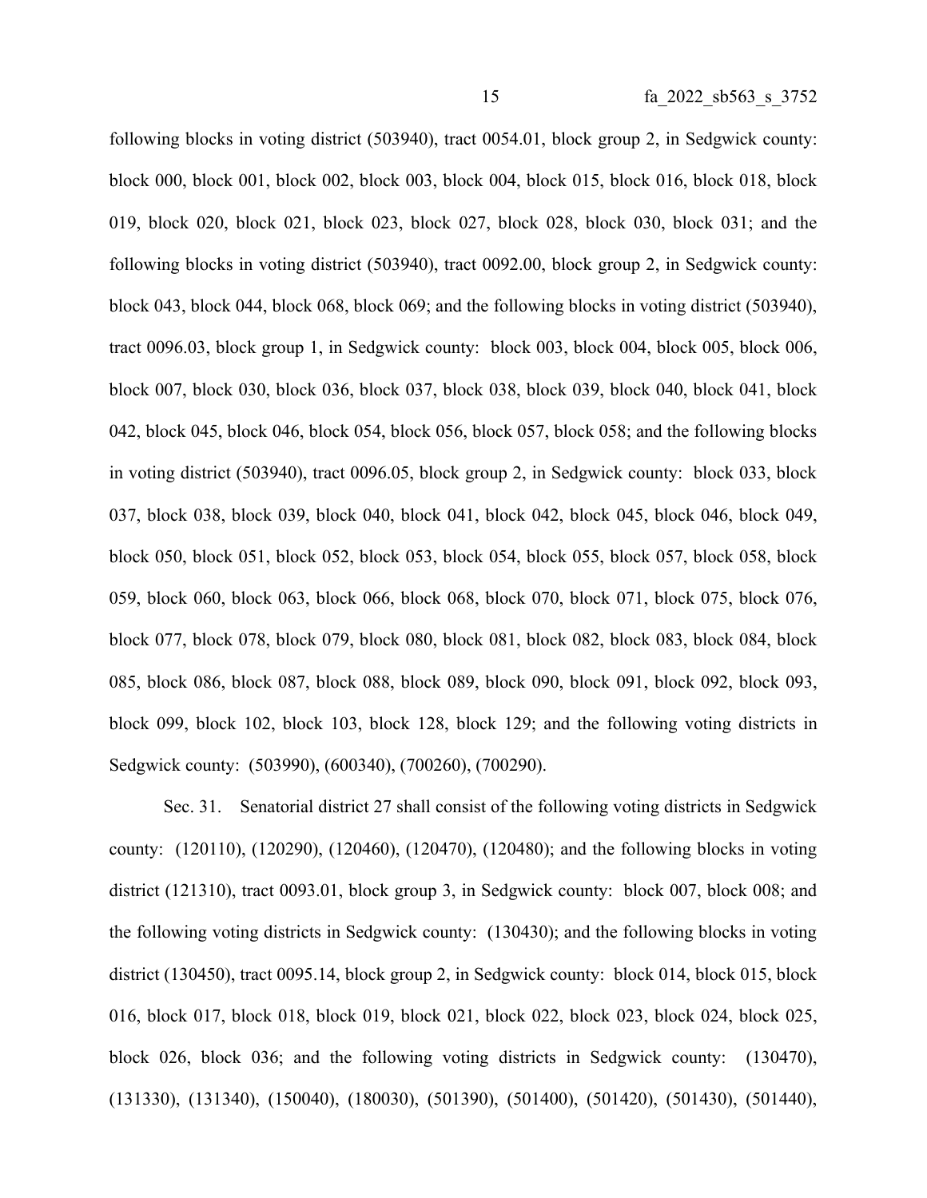following blocks in voting district (503940), tract 0054.01, block group 2, in Sedgwick county: block 000, block 001, block 002, block 003, block 004, block 015, block 016, block 018, block 019, block 020, block 021, block 023, block 027, block 028, block 030, block 031; and the following blocks in voting district (503940), tract 0092.00, block group 2, in Sedgwick county: block 043, block 044, block 068, block 069; and the following blocks in voting district (503940), tract 0096.03, block group 1, in Sedgwick county: block 003, block 004, block 005, block 006, block 007, block 030, block 036, block 037, block 038, block 039, block 040, block 041, block 042, block 045, block 046, block 054, block 056, block 057, block 058; and the following blocks in voting district (503940), tract 0096.05, block group 2, in Sedgwick county: block 033, block 037, block 038, block 039, block 040, block 041, block 042, block 045, block 046, block 049, block 050, block 051, block 052, block 053, block 054, block 055, block 057, block 058, block 059, block 060, block 063, block 066, block 068, block 070, block 071, block 075, block 076, block 077, block 078, block 079, block 080, block 081, block 082, block 083, block 084, block 085, block 086, block 087, block 088, block 089, block 090, block 091, block 092, block 093, block 099, block 102, block 103, block 128, block 129; and the following voting districts in Sedgwick county: (503990), (600340), (700260), (700290).

Sec. 31. Senatorial district 27 shall consist of the following voting districts in Sedgwick county: (120110), (120290), (120460), (120470), (120480); and the following blocks in voting district (121310), tract 0093.01, block group 3, in Sedgwick county: block 007, block 008; and the following voting districts in Sedgwick county: (130430); and the following blocks in voting district (130450), tract 0095.14, block group 2, in Sedgwick county: block 014, block 015, block 016, block 017, block 018, block 019, block 021, block 022, block 023, block 024, block 025, block 026, block 036; and the following voting districts in Sedgwick county: (130470), (131330), (131340), (150040), (180030), (501390), (501400), (501420), (501430), (501440),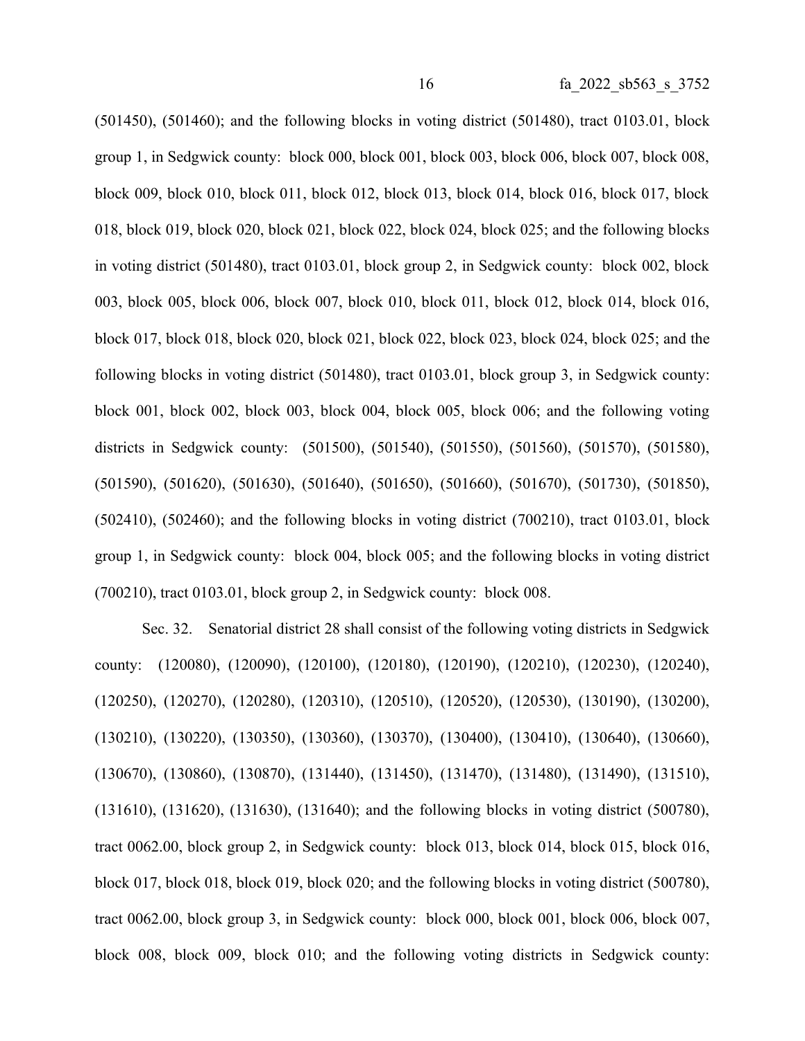(501450), (501460); and the following blocks in voting district (501480), tract 0103.01, block group 1, in Sedgwick county: block 000, block 001, block 003, block 006, block 007, block 008, block 009, block 010, block 011, block 012, block 013, block 014, block 016, block 017, block 018, block 019, block 020, block 021, block 022, block 024, block 025; and the following blocks in voting district (501480), tract 0103.01, block group 2, in Sedgwick county: block 002, block 003, block 005, block 006, block 007, block 010, block 011, block 012, block 014, block 016, block 017, block 018, block 020, block 021, block 022, block 023, block 024, block 025; and the following blocks in voting district (501480), tract 0103.01, block group 3, in Sedgwick county: block 001, block 002, block 003, block 004, block 005, block 006; and the following voting districts in Sedgwick county: (501500), (501540), (501550), (501560), (501570), (501580), (501590), (501620), (501630), (501640), (501650), (501660), (501670), (501730), (501850), (502410), (502460); and the following blocks in voting district (700210), tract 0103.01, block group 1, in Sedgwick county: block 004, block 005; and the following blocks in voting district (700210), tract 0103.01, block group 2, in Sedgwick county: block 008.

Sec. 32. Senatorial district 28 shall consist of the following voting districts in Sedgwick county: (120080), (120090), (120100), (120180), (120190), (120210), (120230), (120240), (120250), (120270), (120280), (120310), (120510), (120520), (120530), (130190), (130200), (130210), (130220), (130350), (130360), (130370), (130400), (130410), (130640), (130660), (130670), (130860), (130870), (131440), (131450), (131470), (131480), (131490), (131510), (131610), (131620), (131630), (131640); and the following blocks in voting district (500780), tract 0062.00, block group 2, in Sedgwick county: block 013, block 014, block 015, block 016, block 017, block 018, block 019, block 020; and the following blocks in voting district (500780), tract 0062.00, block group 3, in Sedgwick county: block 000, block 001, block 006, block 007, block 008, block 009, block 010; and the following voting districts in Sedgwick county: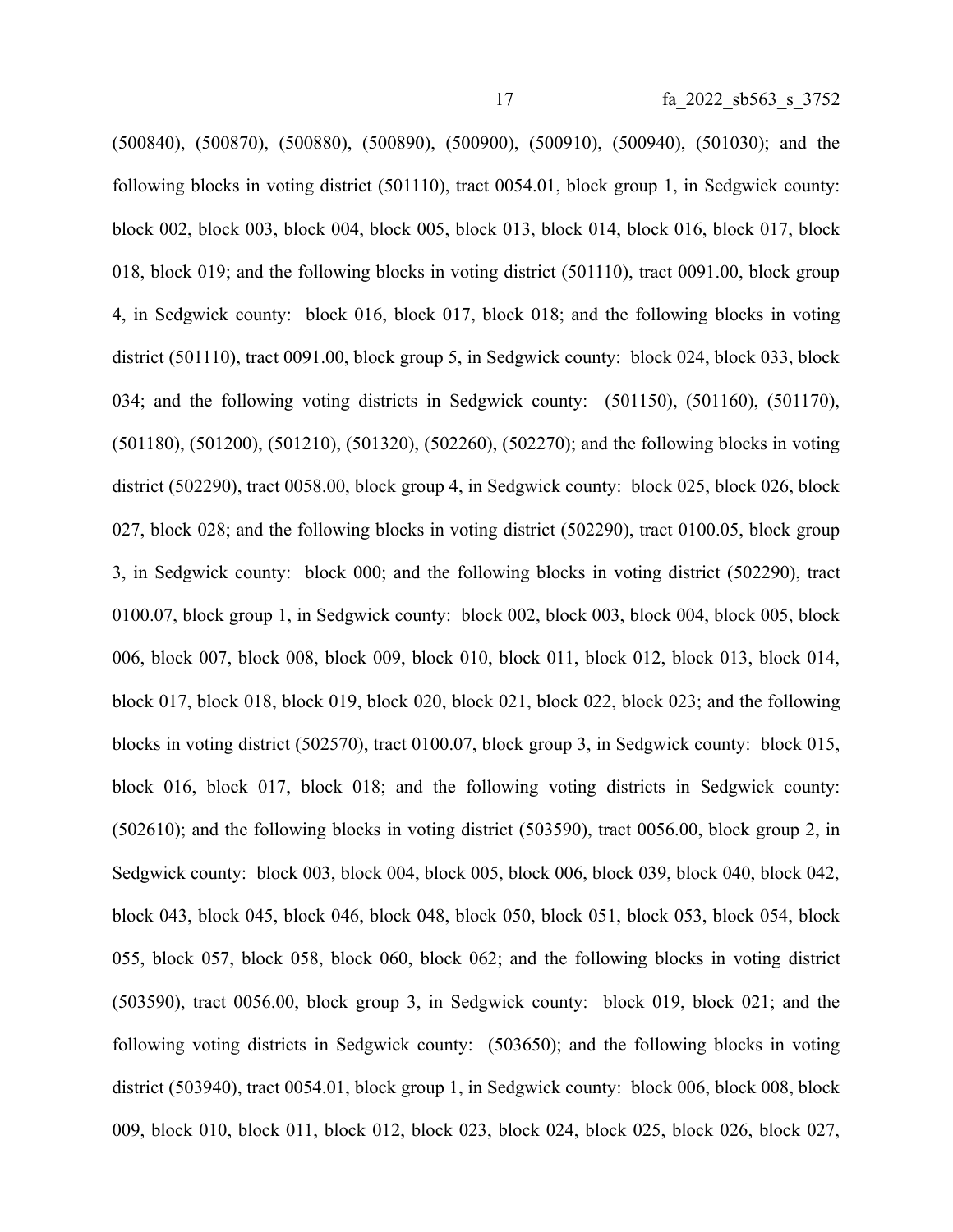(500840), (500870), (500880), (500890), (500900), (500910), (500940), (501030); and the following blocks in voting district (501110), tract 0054.01, block group 1, in Sedgwick county: block 002, block 003, block 004, block 005, block 013, block 014, block 016, block 017, block 018, block 019; and the following blocks in voting district (501110), tract 0091.00, block group 4, in Sedgwick county: block 016, block 017, block 018; and the following blocks in voting district (501110), tract 0091.00, block group 5, in Sedgwick county: block 024, block 033, block 034; and the following voting districts in Sedgwick county: (501150), (501160), (501170), (501180), (501200), (501210), (501320), (502260), (502270); and the following blocks in voting district (502290), tract 0058.00, block group 4, in Sedgwick county: block 025, block 026, block 027, block 028; and the following blocks in voting district (502290), tract 0100.05, block group 3, in Sedgwick county: block 000; and the following blocks in voting district (502290), tract 0100.07, block group 1, in Sedgwick county: block 002, block 003, block 004, block 005, block 006, block 007, block 008, block 009, block 010, block 011, block 012, block 013, block 014, block 017, block 018, block 019, block 020, block 021, block 022, block 023; and the following blocks in voting district (502570), tract 0100.07, block group 3, in Sedgwick county: block 015, block 016, block 017, block 018; and the following voting districts in Sedgwick county: (502610); and the following blocks in voting district (503590), tract 0056.00, block group 2, in Sedgwick county: block 003, block 004, block 005, block 006, block 039, block 040, block 042, block 043, block 045, block 046, block 048, block 050, block 051, block 053, block 054, block 055, block 057, block 058, block 060, block 062; and the following blocks in voting district (503590), tract 0056.00, block group 3, in Sedgwick county: block 019, block 021; and the following voting districts in Sedgwick county: (503650); and the following blocks in voting district (503940), tract 0054.01, block group 1, in Sedgwick county: block 006, block 008, block 009, block 010, block 011, block 012, block 023, block 024, block 025, block 026, block 027,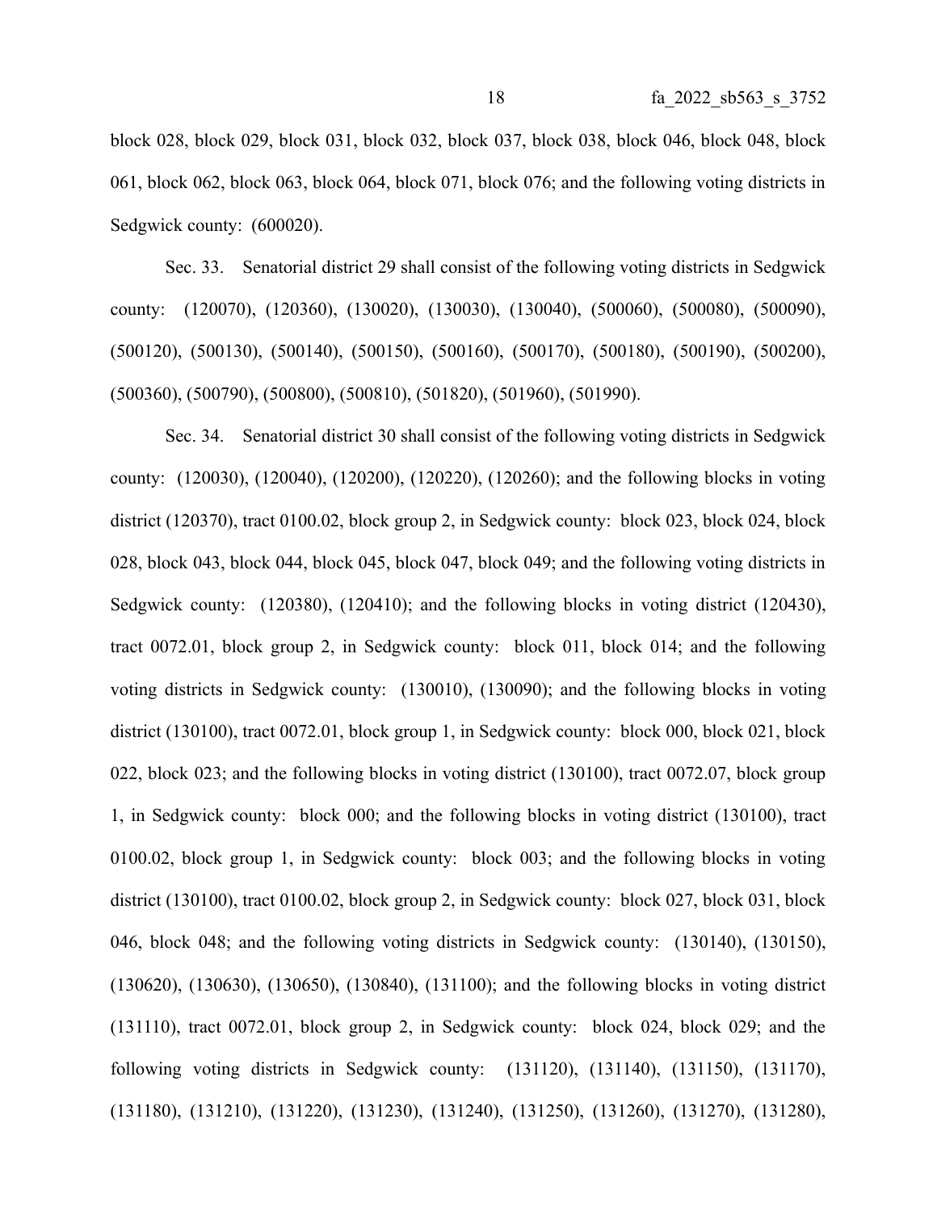block 028, block 029, block 031, block 032, block 037, block 038, block 046, block 048, block 061, block 062, block 063, block 064, block 071, block 076; and the following voting districts in Sedgwick county: (600020).

Sec. 33. Senatorial district 29 shall consist of the following voting districts in Sedgwick county: (120070), (120360), (130020), (130030), (130040), (500060), (500080), (500090), (500120), (500130), (500140), (500150), (500160), (500170), (500180), (500190), (500200), (500360), (500790), (500800), (500810), (501820), (501960), (501990).

Sec. 34. Senatorial district 30 shall consist of the following voting districts in Sedgwick county: (120030), (120040), (120200), (120220), (120260); and the following blocks in voting district (120370), tract 0100.02, block group 2, in Sedgwick county: block 023, block 024, block 028, block 043, block 044, block 045, block 047, block 049; and the following voting districts in Sedgwick county: (120380), (120410); and the following blocks in voting district (120430), tract 0072.01, block group 2, in Sedgwick county: block 011, block 014; and the following voting districts in Sedgwick county: (130010), (130090); and the following blocks in voting district (130100), tract 0072.01, block group 1, in Sedgwick county: block 000, block 021, block 022, block 023; and the following blocks in voting district (130100), tract 0072.07, block group 1, in Sedgwick county: block 000; and the following blocks in voting district (130100), tract 0100.02, block group 1, in Sedgwick county: block 003; and the following blocks in voting district (130100), tract 0100.02, block group 2, in Sedgwick county: block 027, block 031, block 046, block 048; and the following voting districts in Sedgwick county: (130140), (130150), (130620), (130630), (130650), (130840), (131100); and the following blocks in voting district (131110), tract 0072.01, block group 2, in Sedgwick county: block 024, block 029; and the following voting districts in Sedgwick county: (131120), (131140), (131150), (131170), (131180), (131210), (131220), (131230), (131240), (131250), (131260), (131270), (131280),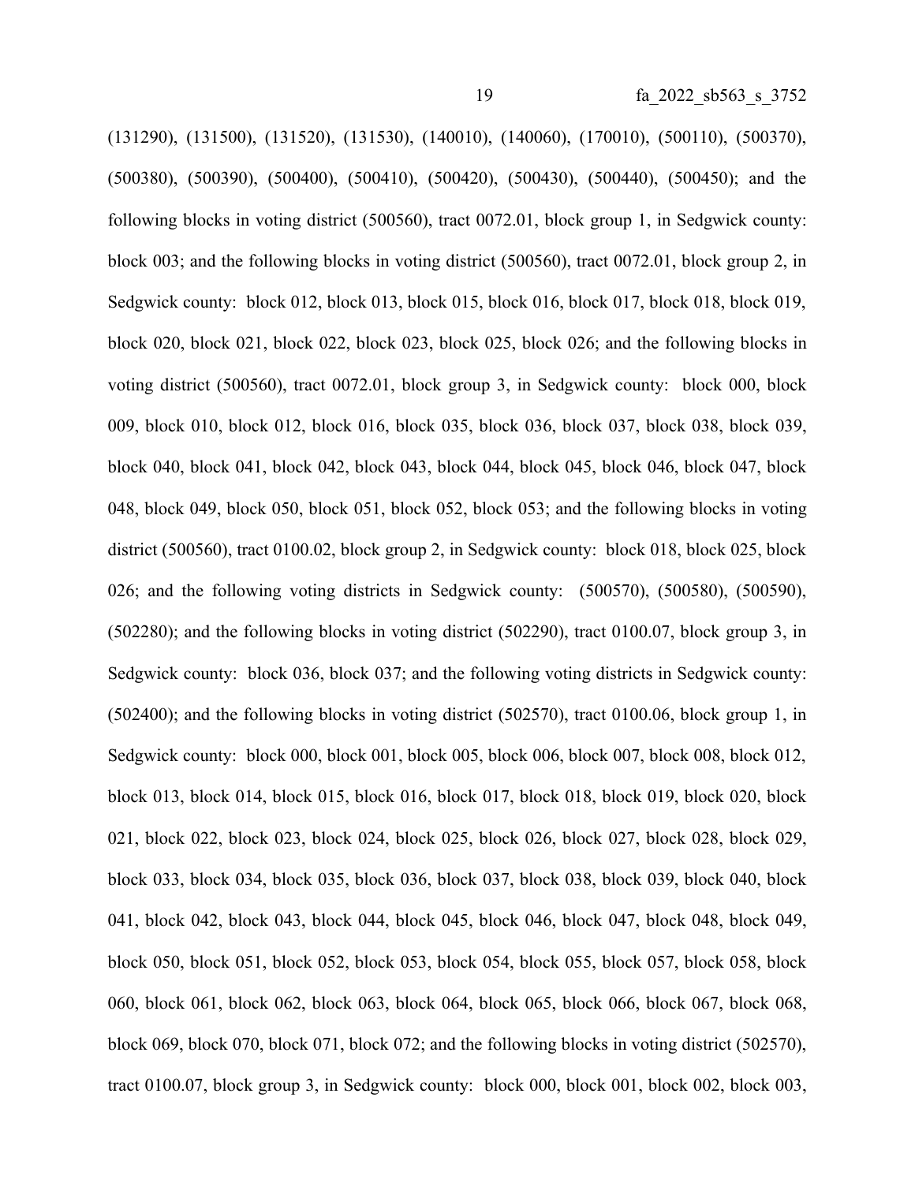(131290), (131500), (131520), (131530), (140010), (140060), (170010), (500110), (500370), (500380), (500390), (500400), (500410), (500420), (500430), (500440), (500450); and the following blocks in voting district (500560), tract 0072.01, block group 1, in Sedgwick county: block 003; and the following blocks in voting district (500560), tract 0072.01, block group 2, in Sedgwick county: block 012, block 013, block 015, block 016, block 017, block 018, block 019, block 020, block 021, block 022, block 023, block 025, block 026; and the following blocks in voting district (500560), tract 0072.01, block group 3, in Sedgwick county: block 000, block 009, block 010, block 012, block 016, block 035, block 036, block 037, block 038, block 039, block 040, block 041, block 042, block 043, block 044, block 045, block 046, block 047, block 048, block 049, block 050, block 051, block 052, block 053; and the following blocks in voting district (500560), tract 0100.02, block group 2, in Sedgwick county: block 018, block 025, block 026; and the following voting districts in Sedgwick county: (500570), (500580), (500590), (502280); and the following blocks in voting district (502290), tract 0100.07, block group 3, in Sedgwick county: block 036, block 037; and the following voting districts in Sedgwick county: (502400); and the following blocks in voting district (502570), tract 0100.06, block group 1, in Sedgwick county: block 000, block 001, block 005, block 006, block 007, block 008, block 012, block 013, block 014, block 015, block 016, block 017, block 018, block 019, block 020, block 021, block 022, block 023, block 024, block 025, block 026, block 027, block 028, block 029, block 033, block 034, block 035, block 036, block 037, block 038, block 039, block 040, block 041, block 042, block 043, block 044, block 045, block 046, block 047, block 048, block 049, block 050, block 051, block 052, block 053, block 054, block 055, block 057, block 058, block 060, block 061, block 062, block 063, block 064, block 065, block 066, block 067, block 068, block 069, block 070, block 071, block 072; and the following blocks in voting district (502570), tract 0100.07, block group 3, in Sedgwick county: block 000, block 001, block 002, block 003,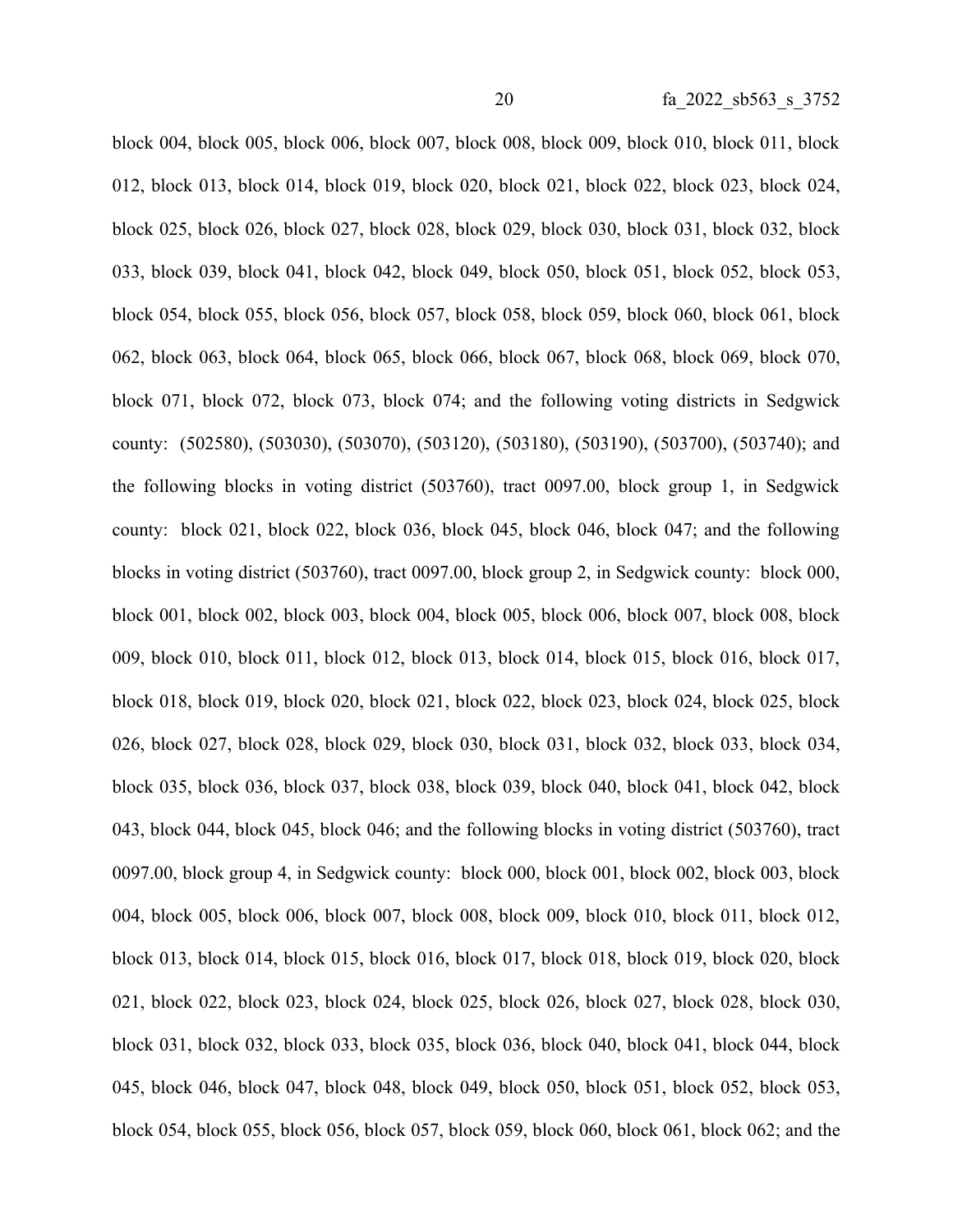block 004, block 005, block 006, block 007, block 008, block 009, block 010, block 011, block 012, block 013, block 014, block 019, block 020, block 021, block 022, block 023, block 024, block 025, block 026, block 027, block 028, block 029, block 030, block 031, block 032, block 033, block 039, block 041, block 042, block 049, block 050, block 051, block 052, block 053, block 054, block 055, block 056, block 057, block 058, block 059, block 060, block 061, block 062, block 063, block 064, block 065, block 066, block 067, block 068, block 069, block 070, block 071, block 072, block 073, block 074; and the following voting districts in Sedgwick county: (502580), (503030), (503070), (503120), (503180), (503190), (503700), (503740); and the following blocks in voting district (503760), tract 0097.00, block group 1, in Sedgwick county: block 021, block 022, block 036, block 045, block 046, block 047; and the following blocks in voting district (503760), tract 0097.00, block group 2, in Sedgwick county: block 000, block 001, block 002, block 003, block 004, block 005, block 006, block 007, block 008, block 009, block 010, block 011, block 012, block 013, block 014, block 015, block 016, block 017, block 018, block 019, block 020, block 021, block 022, block 023, block 024, block 025, block 026, block 027, block 028, block 029, block 030, block 031, block 032, block 033, block 034, block 035, block 036, block 037, block 038, block 039, block 040, block 041, block 042, block 043, block 044, block 045, block 046; and the following blocks in voting district (503760), tract 0097.00, block group 4, in Sedgwick county: block 000, block 001, block 002, block 003, block 004, block 005, block 006, block 007, block 008, block 009, block 010, block 011, block 012, block 013, block 014, block 015, block 016, block 017, block 018, block 019, block 020, block 021, block 022, block 023, block 024, block 025, block 026, block 027, block 028, block 030, block 031, block 032, block 033, block 035, block 036, block 040, block 041, block 044, block 045, block 046, block 047, block 048, block 049, block 050, block 051, block 052, block 053, block 054, block 055, block 056, block 057, block 059, block 060, block 061, block 062; and the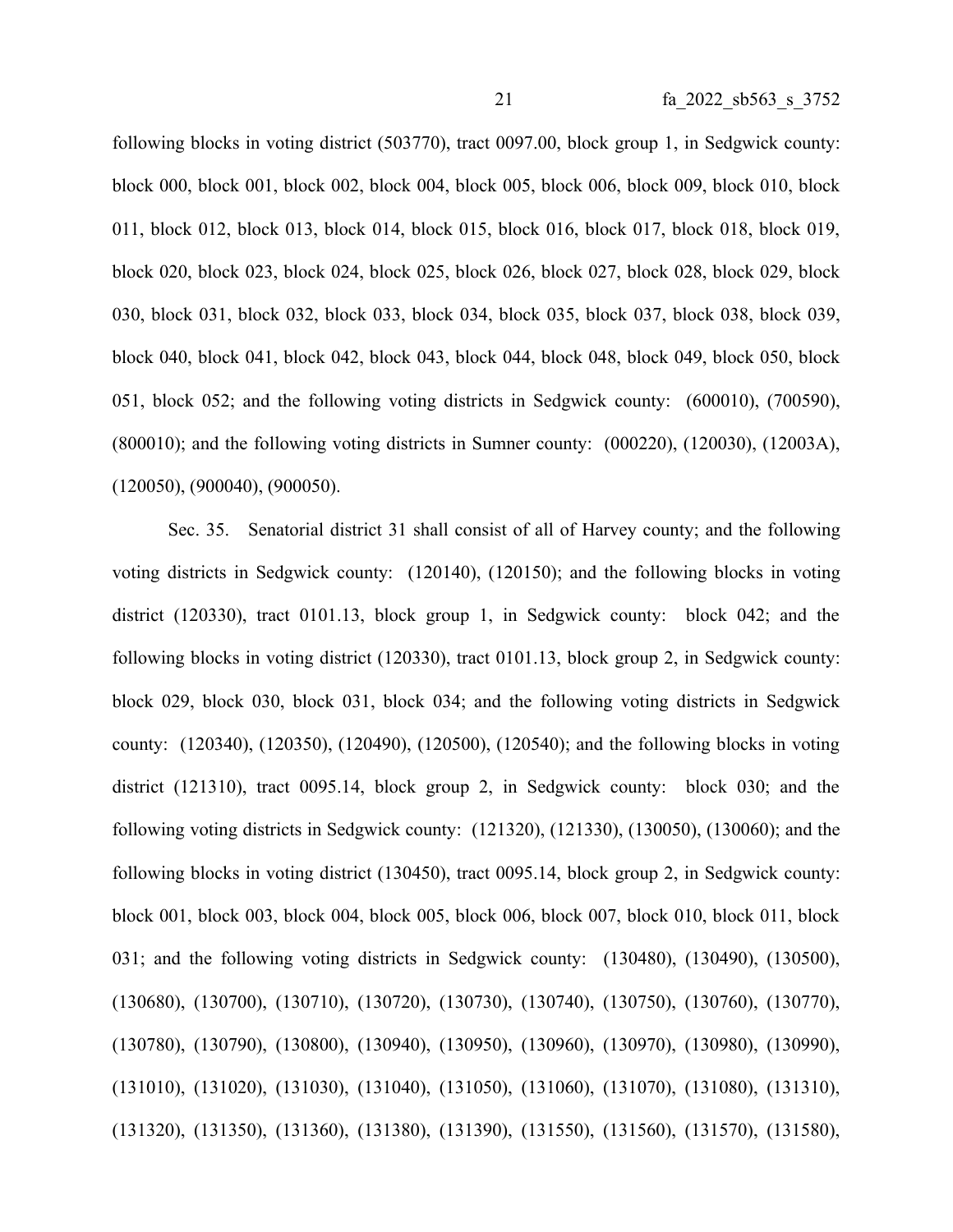following blocks in voting district (503770), tract 0097.00, block group 1, in Sedgwick county: block 000, block 001, block 002, block 004, block 005, block 006, block 009, block 010, block 011, block 012, block 013, block 014, block 015, block 016, block 017, block 018, block 019, block 020, block 023, block 024, block 025, block 026, block 027, block 028, block 029, block 030, block 031, block 032, block 033, block 034, block 035, block 037, block 038, block 039, block 040, block 041, block 042, block 043, block 044, block 048, block 049, block 050, block 051, block 052; and the following voting districts in Sedgwick county: (600010), (700590), (800010); and the following voting districts in Sumner county: (000220), (120030), (12003A), (120050), (900040), (900050).

Sec. 35. Senatorial district 31 shall consist of all of Harvey county; and the following voting districts in Sedgwick county: (120140), (120150); and the following blocks in voting district (120330), tract 0101.13, block group 1, in Sedgwick county: block 042; and the following blocks in voting district (120330), tract 0101.13, block group 2, in Sedgwick county: block 029, block 030, block 031, block 034; and the following voting districts in Sedgwick county: (120340), (120350), (120490), (120500), (120540); and the following blocks in voting district (121310), tract 0095.14, block group 2, in Sedgwick county: block 030; and the following voting districts in Sedgwick county: (121320), (121330), (130050), (130060); and the following blocks in voting district (130450), tract 0095.14, block group 2, in Sedgwick county: block 001, block 003, block 004, block 005, block 006, block 007, block 010, block 011, block 031; and the following voting districts in Sedgwick county: (130480), (130490), (130500), (130680), (130700), (130710), (130720), (130730), (130740), (130750), (130760), (130770), (130780), (130790), (130800), (130940), (130950), (130960), (130970), (130980), (130990), (131010), (131020), (131030), (131040), (131050), (131060), (131070), (131080), (131310), (131320), (131350), (131360), (131380), (131390), (131550), (131560), (131570), (131580),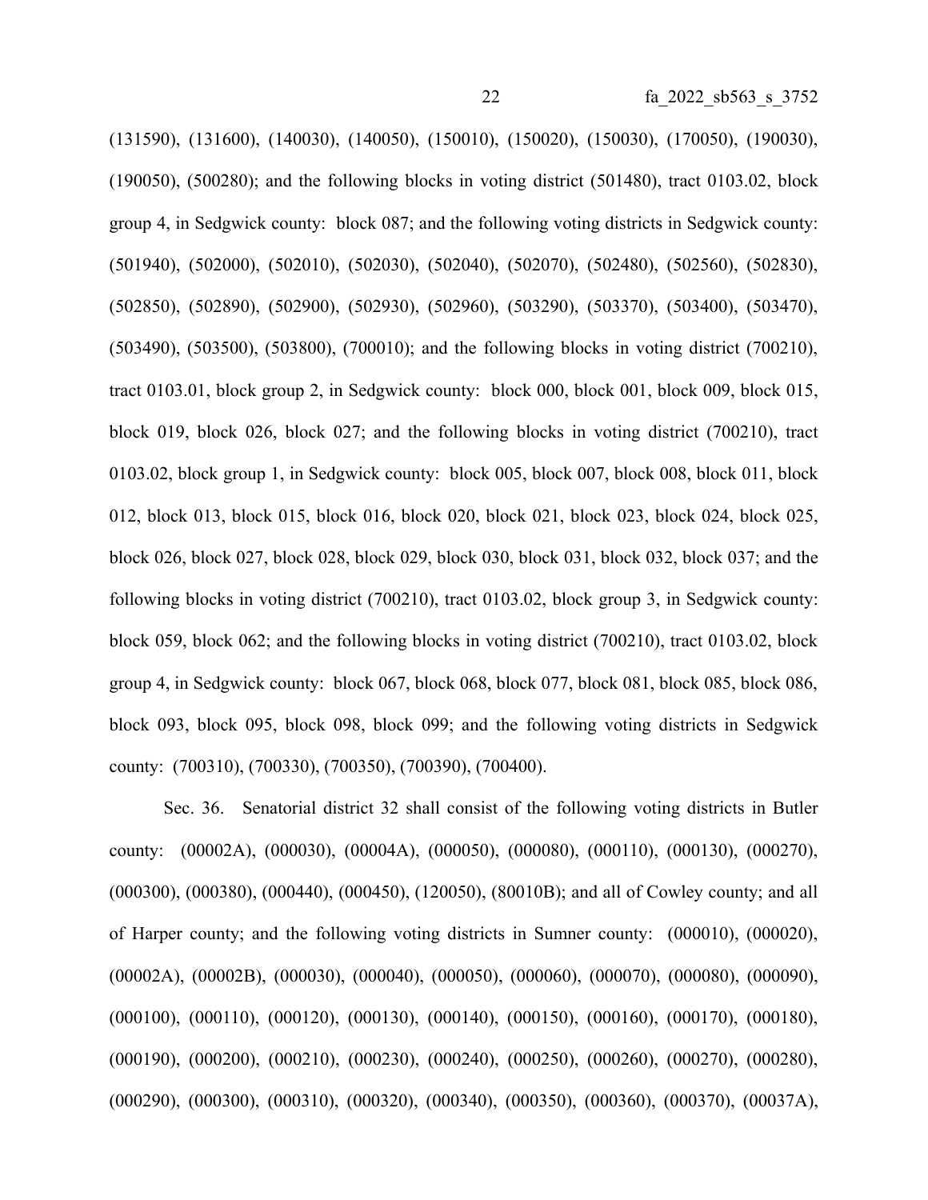(131590), (131600), (140030), (140050), (150010), (150020), (150030), (170050), (190030), (190050), (500280); and the following blocks in voting district (501480), tract 0103.02, block group 4, in Sedgwick county: block 087; and the following voting districts in Sedgwick county: (501940), (502000), (502010), (502030), (502040), (502070), (502480), (502560), (502830), (502850), (502890), (502900), (502930), (502960), (503290), (503370), (503400), (503470), (503490), (503500), (503800), (700010); and the following blocks in voting district (700210), tract 0103.01, block group 2, in Sedgwick county: block 000, block 001, block 009, block 015, block 019, block 026, block 027; and the following blocks in voting district (700210), tract 0103.02, block group 1, in Sedgwick county: block 005, block 007, block 008, block 011, block 012, block 013, block 015, block 016, block 020, block 021, block 023, block 024, block 025, block 026, block 027, block 028, block 029, block 030, block 031, block 032, block 037; and the following blocks in voting district (700210), tract 0103.02, block group 3, in Sedgwick county: block 059, block 062; and the following blocks in voting district (700210), tract 0103.02, block group 4, in Sedgwick county: block 067, block 068, block 077, block 081, block 085, block 086, block 093, block 095, block 098, block 099; and the following voting districts in Sedgwick county: (700310), (700330), (700350), (700390), (700400).

Sec. 36. Senatorial district 32 shall consist of the following voting districts in Butler county: (00002A), (000030), (00004A), (000050), (000080), (000110), (000130), (000270), (000300), (000380), (000440), (000450), (120050), (80010B); and all of Cowley county; and all of Harper county; and the following voting districts in Sumner county: (000010), (000020), (00002A), (00002B), (000030), (000040), (000050), (000060), (000070), (000080), (000090), (000100), (000110), (000120), (000130), (000140), (000150), (000160), (000170), (000180), (000190), (000200), (000210), (000230), (000240), (000250), (000260), (000270), (000280), (000290), (000300), (000310), (000320), (000340), (000350), (000360), (000370), (00037A),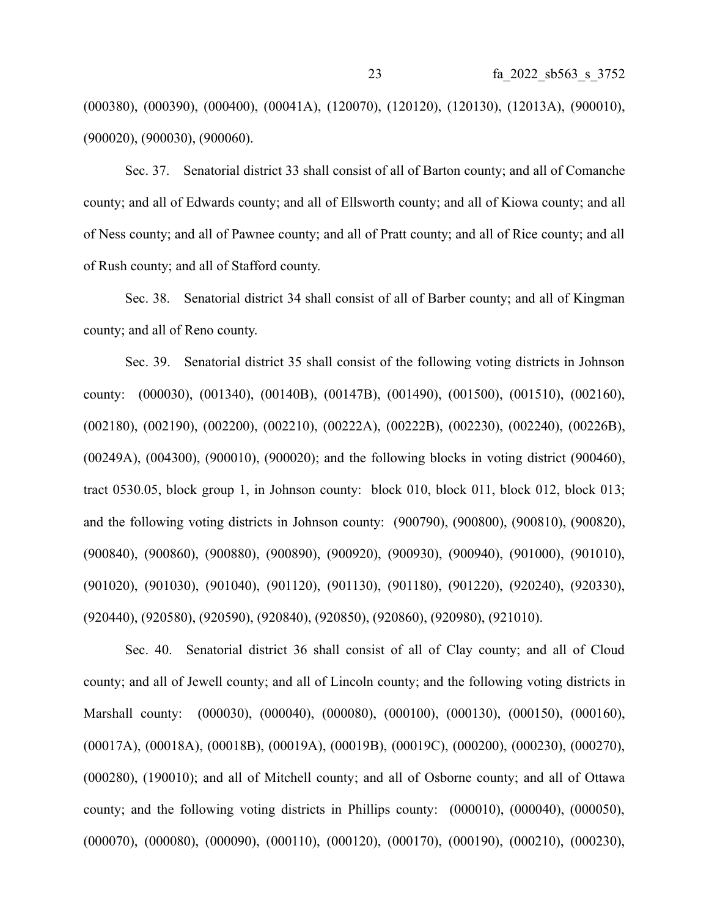(000380), (000390), (000400), (00041A), (120070), (120120), (120130), (12013A), (900010), (900020), (900030), (900060).

Sec. 37. Senatorial district 33 shall consist of all of Barton county; and all of Comanche county; and all of Edwards county; and all of Ellsworth county; and all of Kiowa county; and all of Ness county; and all of Pawnee county; and all of Pratt county; and all of Rice county; and all of Rush county; and all of Stafford county.

Sec. 38. Senatorial district 34 shall consist of all of Barber county; and all of Kingman county; and all of Reno county.

Sec. 39. Senatorial district 35 shall consist of the following voting districts in Johnson county: (000030), (001340), (00140B), (00147B), (001490), (001500), (001510), (002160), (002180), (002190), (002200), (002210), (00222A), (00222B), (002230), (002240), (00226B), (00249A), (004300), (900010), (900020); and the following blocks in voting district (900460), tract 0530.05, block group 1, in Johnson county: block 010, block 011, block 012, block 013; and the following voting districts in Johnson county: (900790), (900800), (900810), (900820), (900840), (900860), (900880), (900890), (900920), (900930), (900940), (901000), (901010), (901020), (901030), (901040), (901120), (901130), (901180), (901220), (920240), (920330), (920440), (920580), (920590), (920840), (920850), (920860), (920980), (921010).

Sec. 40. Senatorial district 36 shall consist of all of Clay county; and all of Cloud county; and all of Jewell county; and all of Lincoln county; and the following voting districts in Marshall county: (000030), (000040), (000080), (000100), (000130), (000150), (000160), (00017A), (00018A), (00018B), (00019A), (00019B), (00019C), (000200), (000230), (000270), (000280), (190010); and all of Mitchell county; and all of Osborne county; and all of Ottawa county; and the following voting districts in Phillips county: (000010), (000040), (000050), (000070), (000080), (000090), (000110), (000120), (000170), (000190), (000210), (000230),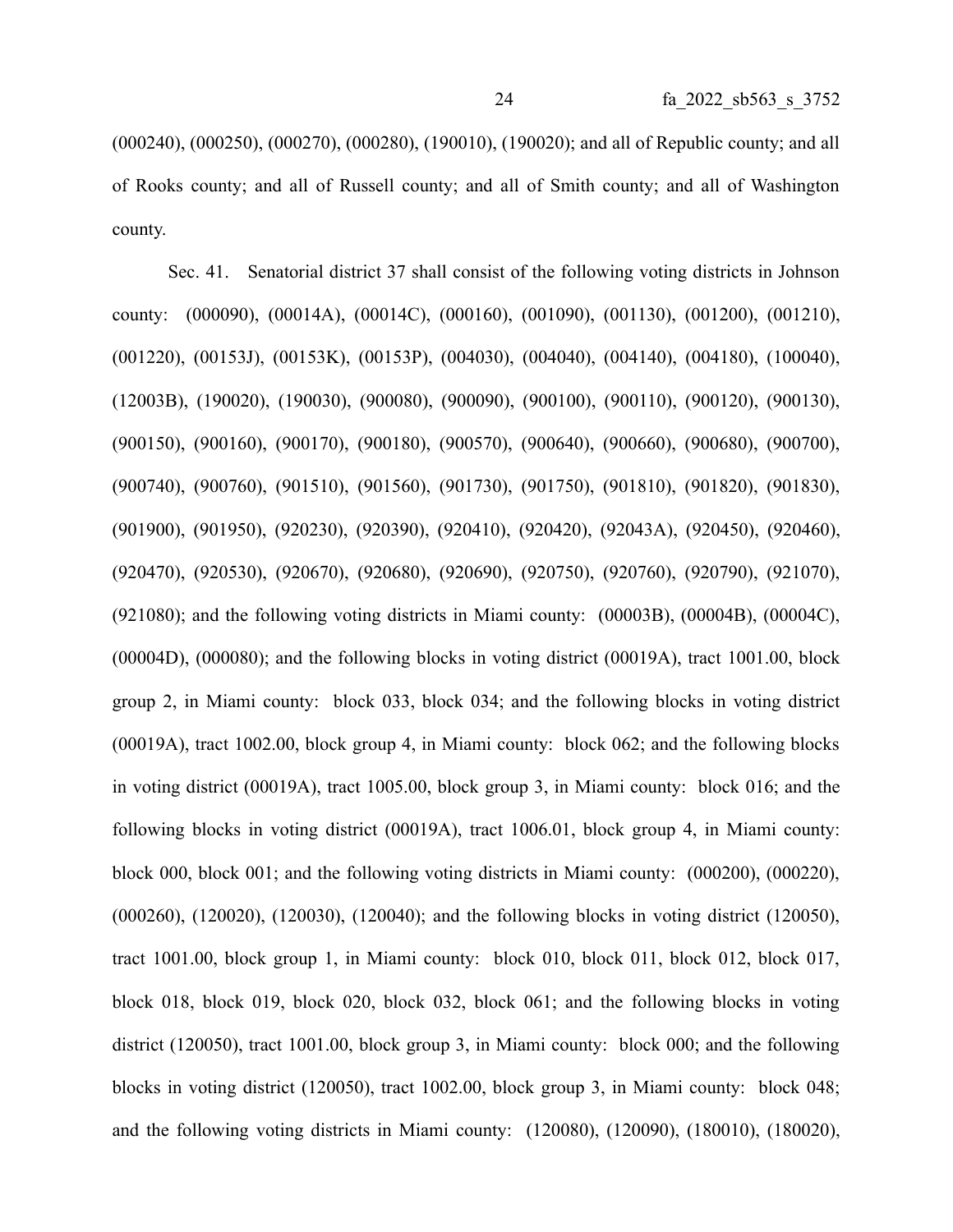(000240), (000250), (000270), (000280), (190010), (190020); and all of Republic county; and all of Rooks county; and all of Russell county; and all of Smith county; and all of Washington county.

Sec. 41. Senatorial district 37 shall consist of the following voting districts in Johnson county: (000090), (00014A), (00014C), (000160), (001090), (001130), (001200), (001210), (001220), (00153J), (00153K), (00153P), (004030), (004040), (004140), (004180), (100040), (12003B), (190020), (190030), (900080), (900090), (900100), (900110), (900120), (900130), (900150), (900160), (900170), (900180), (900570), (900640), (900660), (900680), (900700), (900740), (900760), (901510), (901560), (901730), (901750), (901810), (901820), (901830), (901900), (901950), (920230), (920390), (920410), (920420), (92043A), (920450), (920460), (920470), (920530), (920670), (920680), (920690), (920750), (920760), (920790), (921070), (921080); and the following voting districts in Miami county: (00003B), (00004B), (00004C), (00004D), (000080); and the following blocks in voting district (00019A), tract 1001.00, block group 2, in Miami county: block 033, block 034; and the following blocks in voting district (00019A), tract 1002.00, block group 4, in Miami county: block 062; and the following blocks in voting district (00019A), tract 1005.00, block group 3, in Miami county: block 016; and the following blocks in voting district (00019A), tract 1006.01, block group 4, in Miami county: block 000, block 001; and the following voting districts in Miami county: (000200), (000220), (000260), (120020), (120030), (120040); and the following blocks in voting district (120050), tract 1001.00, block group 1, in Miami county: block 010, block 011, block 012, block 017, block 018, block 019, block 020, block 032, block 061; and the following blocks in voting district (120050), tract 1001.00, block group 3, in Miami county: block 000; and the following blocks in voting district (120050), tract 1002.00, block group 3, in Miami county: block 048; and the following voting districts in Miami county: (120080), (120090), (180010), (180020),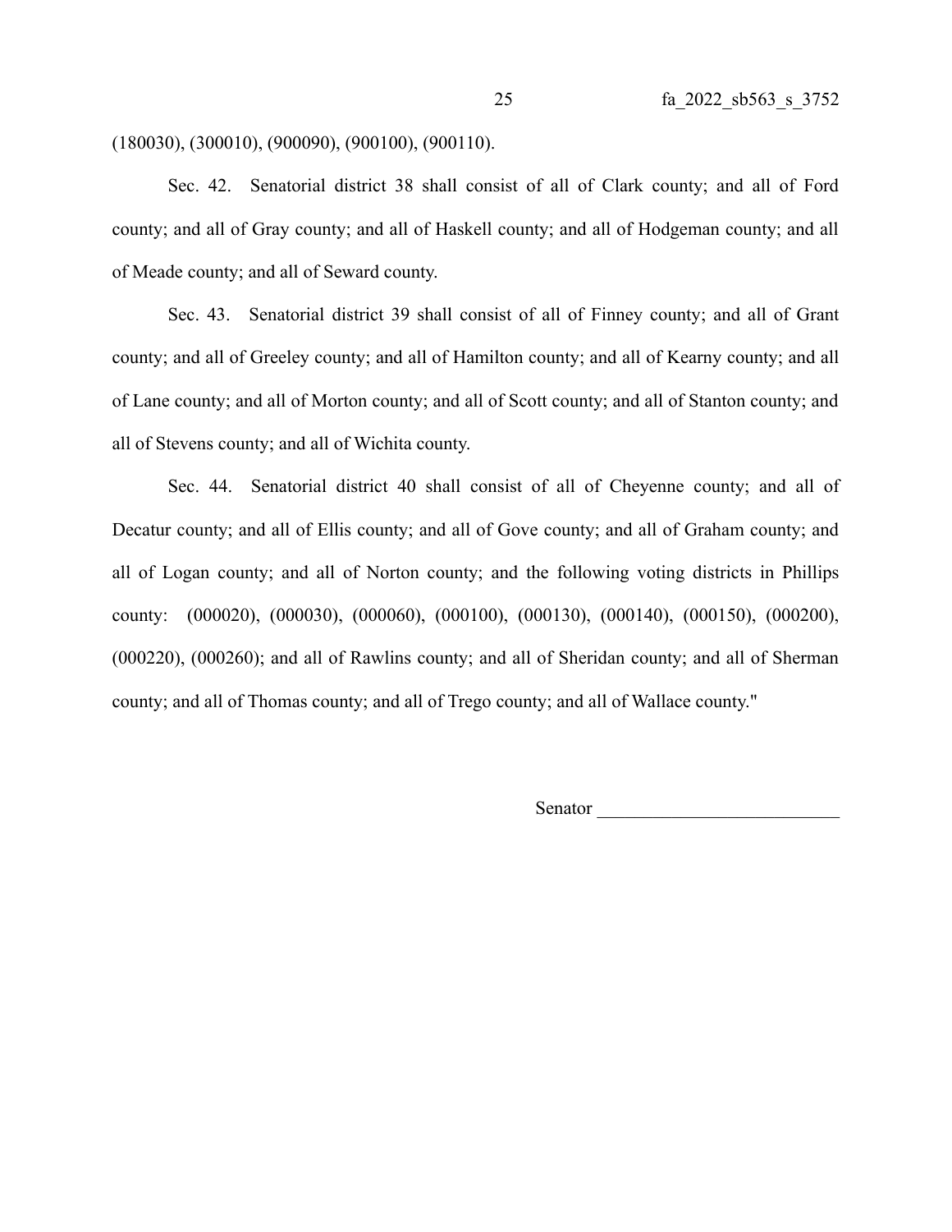(180030), (300010), (900090), (900100), (900110).

Sec. 42. Senatorial district 38 shall consist of all of Clark county; and all of Ford county; and all of Gray county; and all of Haskell county; and all of Hodgeman county; and all of Meade county; and all of Seward county.

Sec. 43. Senatorial district 39 shall consist of all of Finney county; and all of Grant county; and all of Greeley county; and all of Hamilton county; and all of Kearny county; and all of Lane county; and all of Morton county; and all of Scott county; and all of Stanton county; and all of Stevens county; and all of Wichita county.

Sec. 44. Senatorial district 40 shall consist of all of Cheyenne county; and all of Decatur county; and all of Ellis county; and all of Gove county; and all of Graham county; and all of Logan county; and all of Norton county; and the following voting districts in Phillips county: (000020), (000030), (000060), (000100), (000130), (000140), (000150), (000200), (000220), (000260); and all of Rawlins county; and all of Sheridan county; and all of Sherman county; and all of Thomas county; and all of Trego county; and all of Wallace county."

Senator ___________________________